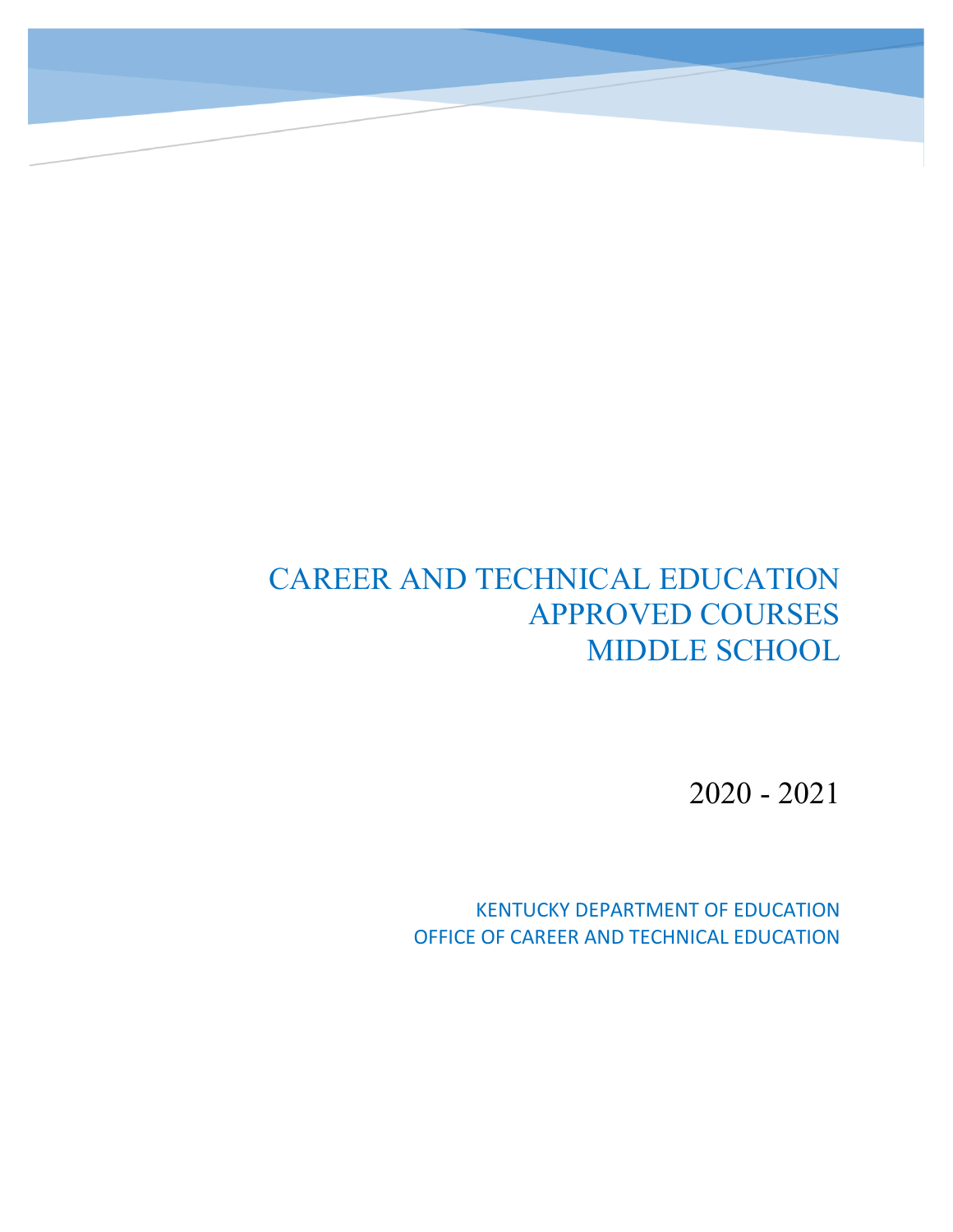# CAREER AND TECHNICAL EDUCATION APPROVED COURSES MIDDLE SCHOOL

2020 - 2021

KENTUCKY DEPARTMENT OF EDUCATION
OFFICE OF CAREER AND TECHNICAL EDUCATION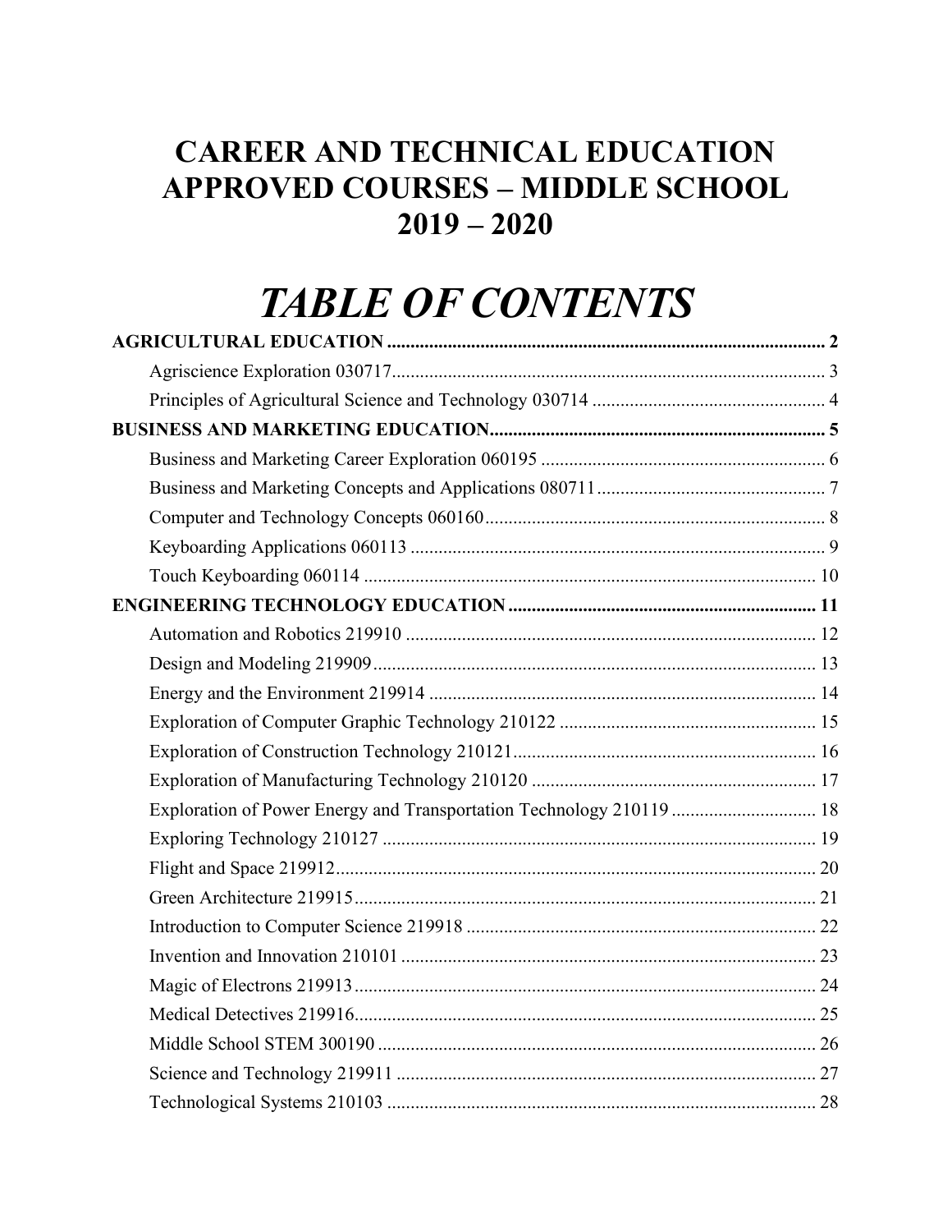# CAREER AND TECHNICAL EDUCATION APPROVED COURSES – MIDDLE SCHOOL 2019 – 2020

# *TABLE OF CONTENTS*

**AGRICULTURAL EDUCATION** .............................................................................................. **2**

- Agriscience Exploration 030717............................................................................................ 3
- Principles of Agricultural Science and Technology 030714 ................................................. 4

**BUSINESS AND MARKETING EDUCATION**........................................................................ **5**

- Business and Marketing Career Exploration 060195 ............................................................ 6
- Business and Marketing Concepts and Applications 080711................................................ 7
- Computer and Technology Concepts 060160........................................................................ 8
- Keyboarding Applications 060113 ........................................................................................ 9
- Touch Keyboarding 060114 ................................................................................................ 10

**ENGINEERING TECHNOLOGY EDUCATION** .................................................................. **11**

- Automation and Robotics 219910 ....................................................................................... 12
- Design and Modeling 219909.............................................................................................. 13
- Energy and the Environment 219914 .................................................................................. 14
- Exploration of Computer Graphic Technology 210122 ...................................................... 15
- Exploration of Construction Technology 210121................................................................ 16
- Exploration of Manufacturing Technology 210120 ............................................................ 17
- Exploration of Power Energy and Transportation Technology 210119 ............................... 18
- Exploring Technology 210127 ............................................................................................ 19
- Flight and Space 219912...................................................................................................... 20
- Green Architecture 219915.................................................................................................. 21
- Introduction to Computer Science 219918 ........................................................................... 22
- Invention and Innovation 210101 ........................................................................................ 23
- Magic of Electrons 219913 .................................................................................................. 24
- Medical Detectives 219916.................................................................................................. 25
- Middle School STEM 300190 ............................................................................................. 26
- Science and Technology 219911 ......................................................................................... 27
- Technological Systems 210103 ........................................................................................... 28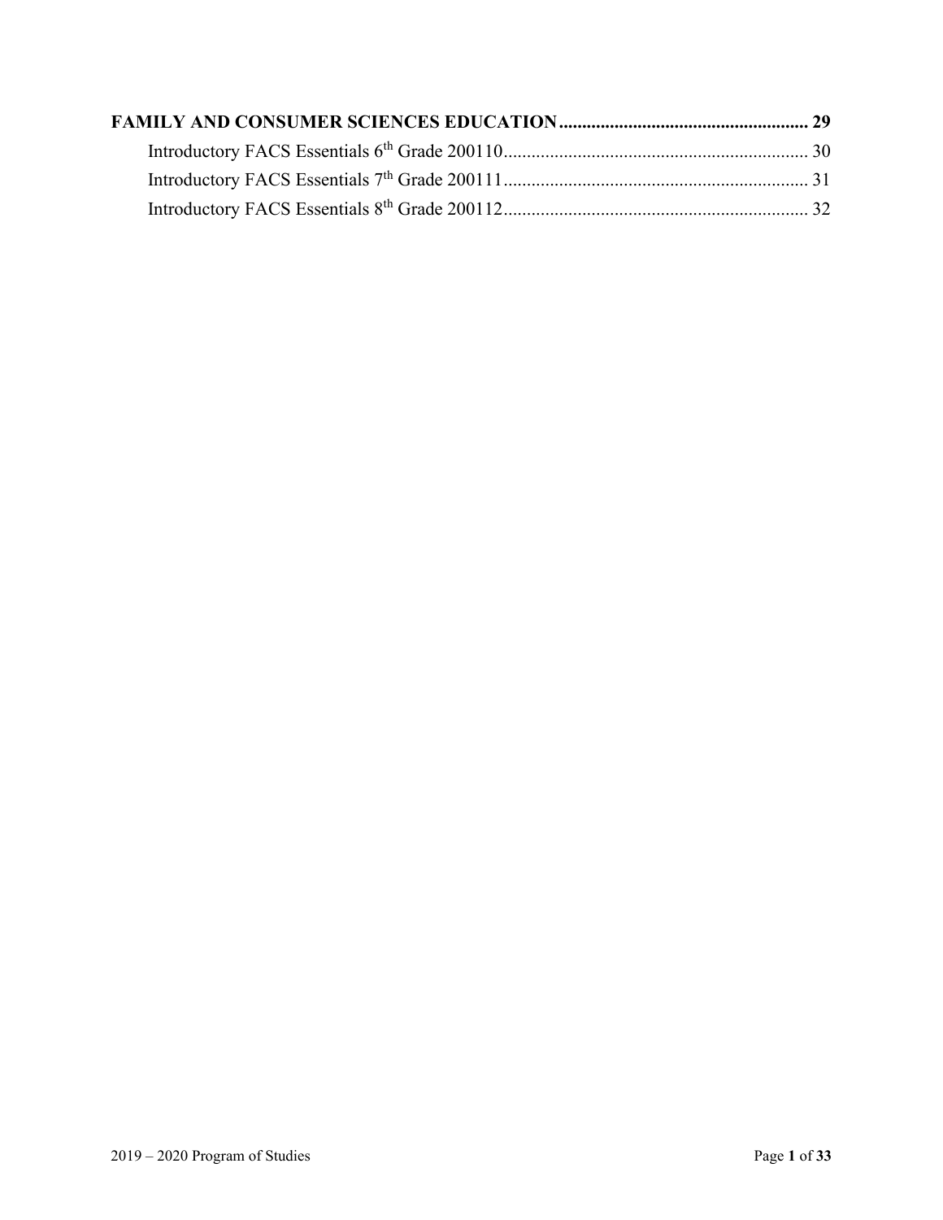**FAMILY AND CONSUMER SCIENCES EDUCATION ...................................................... 29**

Introductory FACS Essentials 6th Grade 200110 ................................................................. 30

Introductory FACS Essentials 7th Grade 200111 ................................................................. 31

Introductory FACS Essentials 8th Grade 200112 ................................................................. 32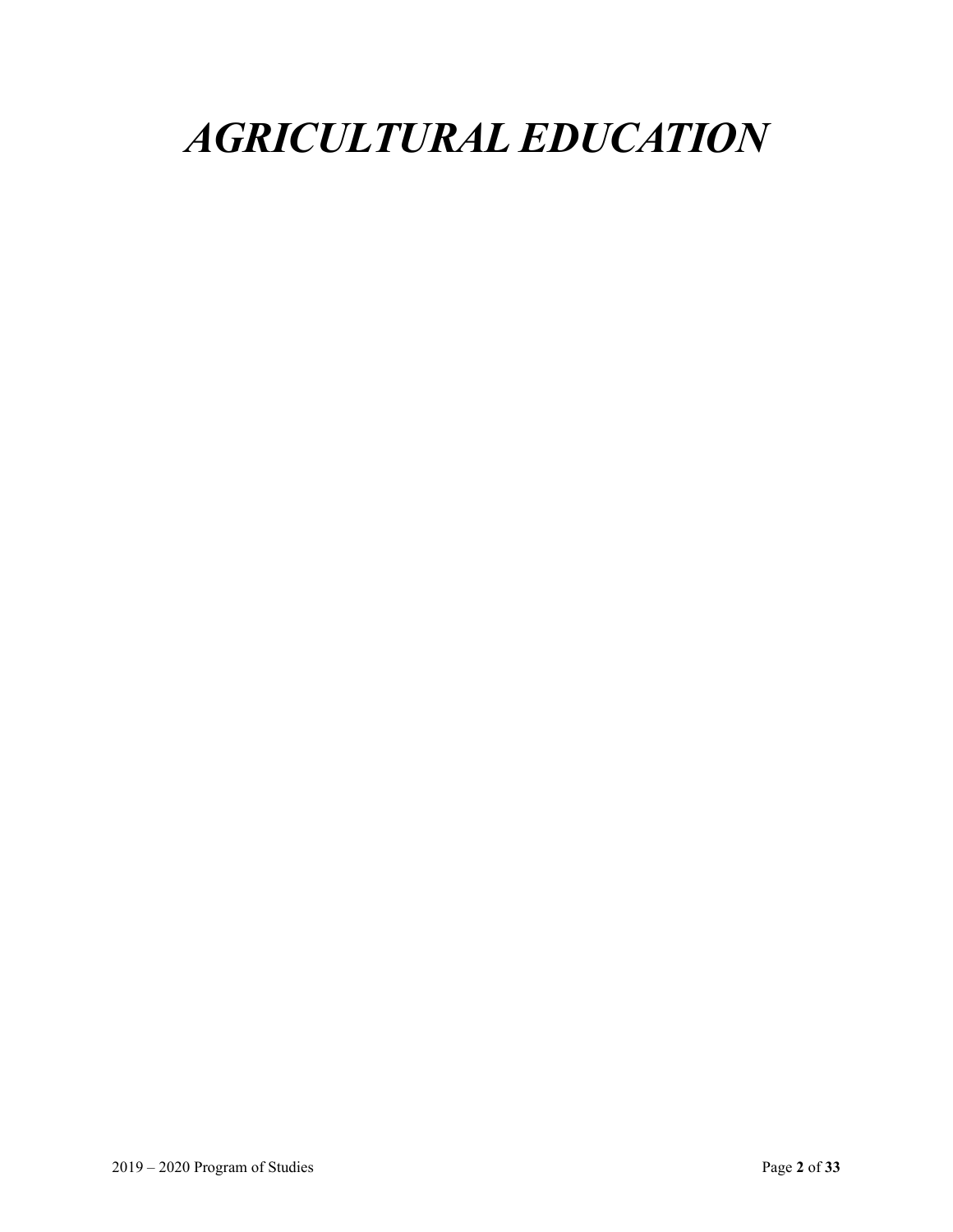# ***AGRICULTURAL EDUCATION***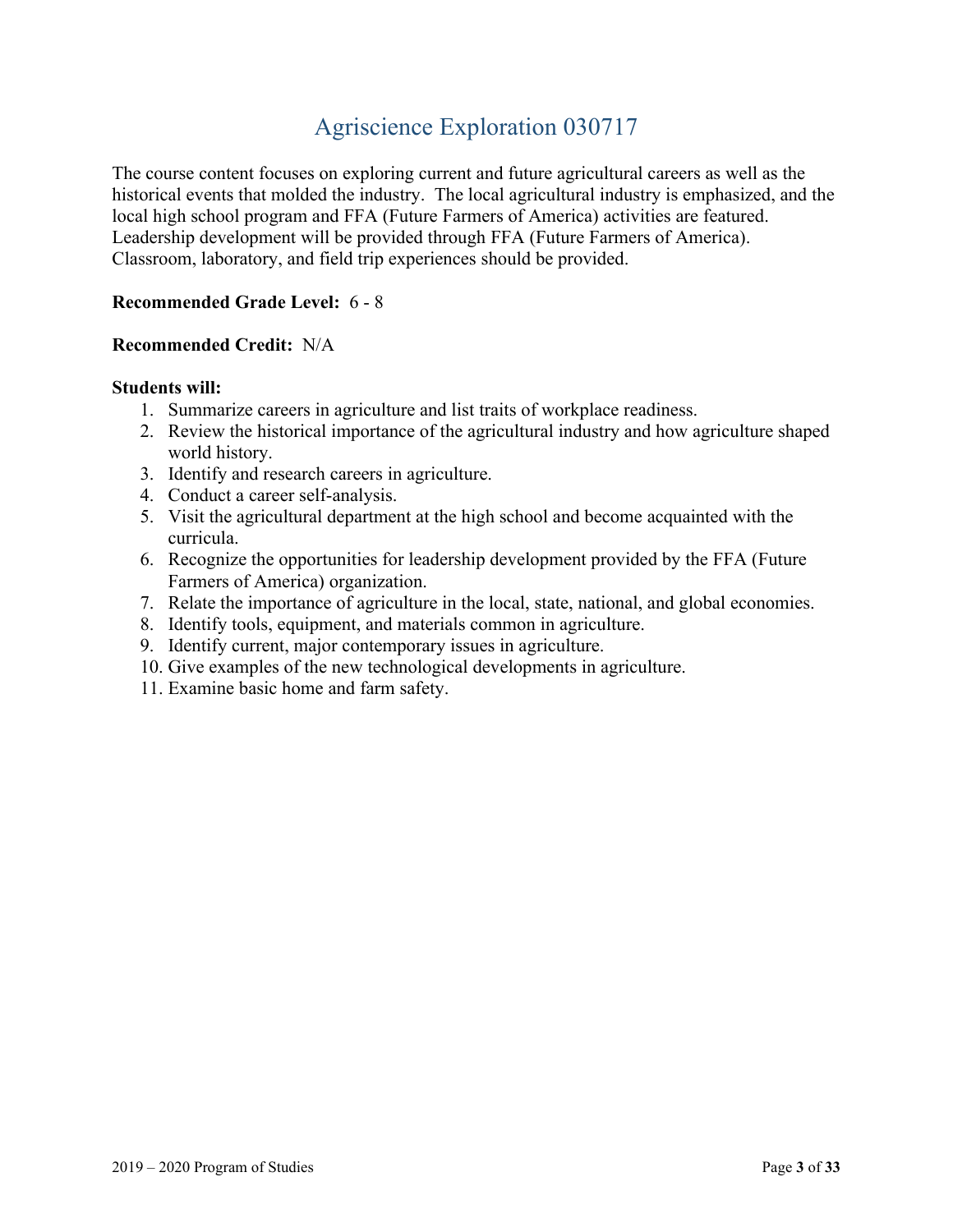# Agriscience Exploration 030717

The course content focuses on exploring current and future agricultural careers as well as the historical events that molded the industry. The local agricultural industry is emphasized, and the local high school program and FFA (Future Farmers of America) activities are featured. Leadership development will be provided through FFA (Future Farmers of America). Classroom, laboratory, and field trip experiences should be provided.

**Recommended Grade Level:** 6 - 8

**Recommended Credit:** N/A

**Students will:**

1. Summarize careers in agriculture and list traits of workplace readiness.
2. Review the historical importance of the agricultural industry and how agriculture shaped world history.
3. Identify and research careers in agriculture.
4. Conduct a career self-analysis.
5. Visit the agricultural department at the high school and become acquainted with the curricula.
6. Recognize the opportunities for leadership development provided by the FFA (Future Farmers of America) organization.
7. Relate the importance of agriculture in the local, state, national, and global economies.
8. Identify tools, equipment, and materials common in agriculture.
9. Identify current, major contemporary issues in agriculture.
10. Give examples of the new technological developments in agriculture.
11. Examine basic home and farm safety.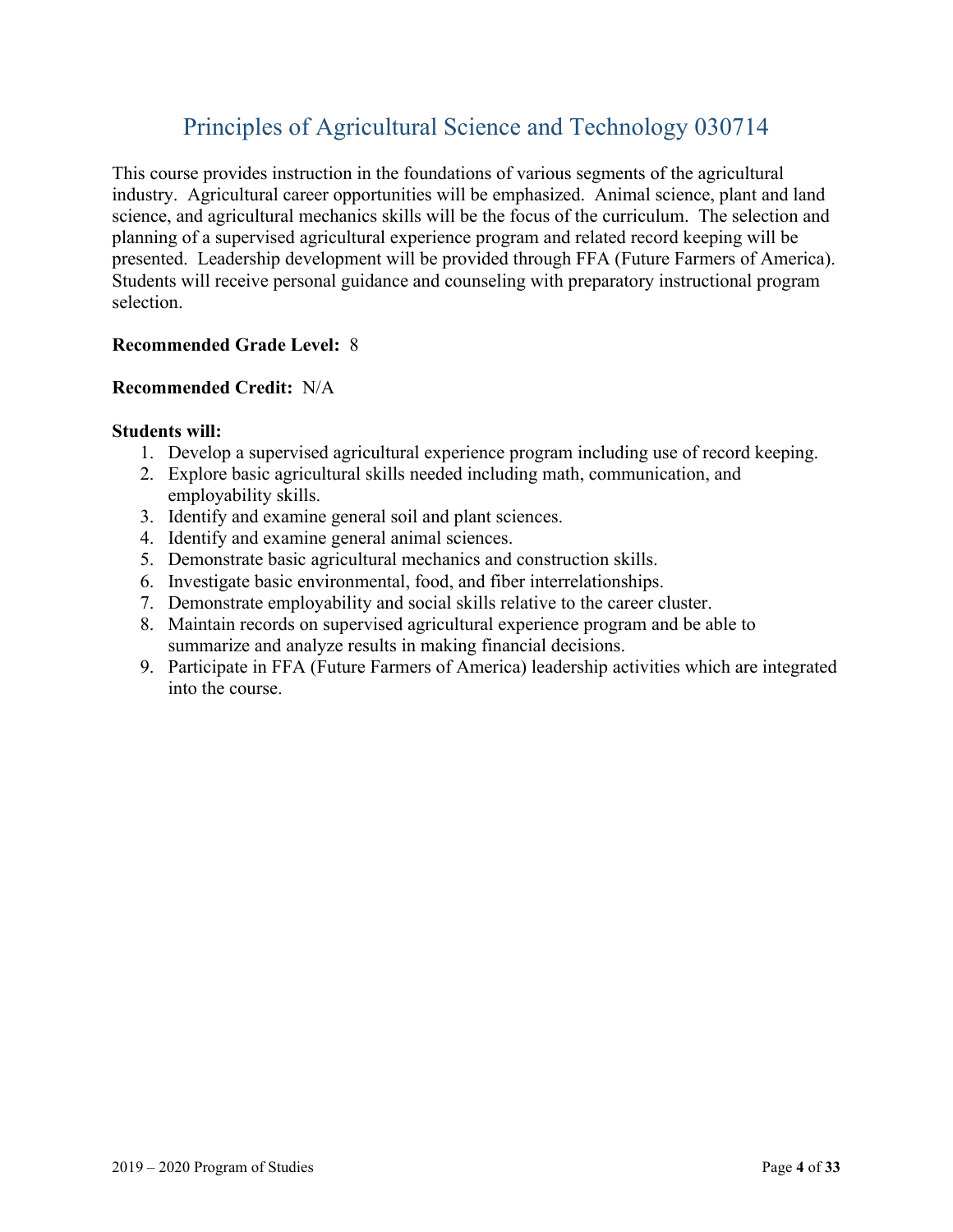# Principles of Agricultural Science and Technology 030714

This course provides instruction in the foundations of various segments of the agricultural industry. Agricultural career opportunities will be emphasized. Animal science, plant and land science, and agricultural mechanics skills will be the focus of the curriculum. The selection and planning of a supervised agricultural experience program and related record keeping will be presented. Leadership development will be provided through FFA (Future Farmers of America). Students will receive personal guidance and counseling with preparatory instructional program selection.

**Recommended Grade Level:** 8

**Recommended Credit:** N/A

**Students will:**

1. Develop a supervised agricultural experience program including use of record keeping.
2. Explore basic agricultural skills needed including math, communication, and employability skills.
3. Identify and examine general soil and plant sciences.
4. Identify and examine general animal sciences.
5. Demonstrate basic agricultural mechanics and construction skills.
6. Investigate basic environmental, food, and fiber interrelationships.
7. Demonstrate employability and social skills relative to the career cluster.
8. Maintain records on supervised agricultural experience program and be able to summarize and analyze results in making financial decisions.
9. Participate in FFA (Future Farmers of America) leadership activities which are integrated into the course.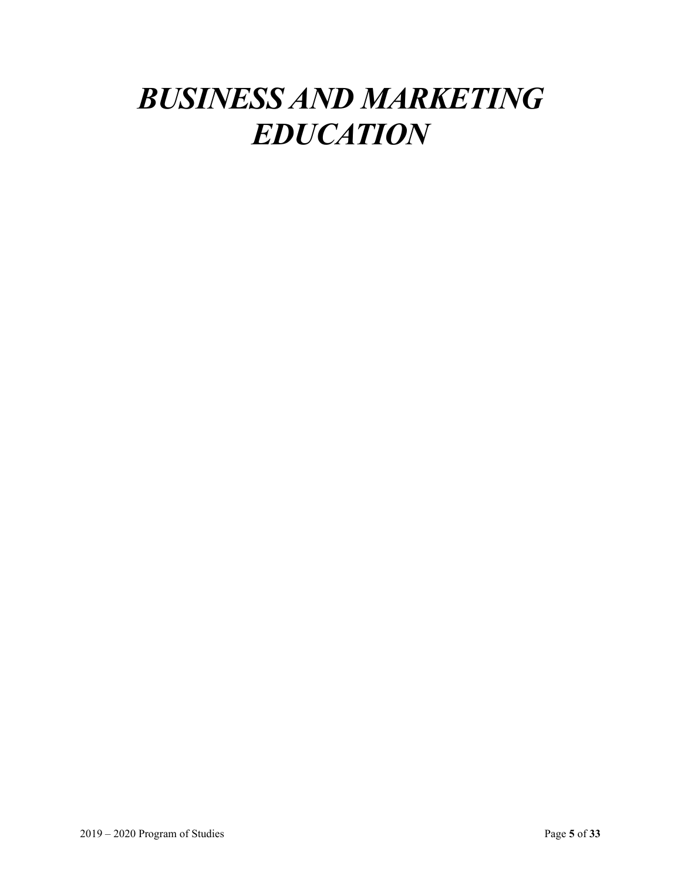# ***BUSINESS AND MARKETING EDUCATION***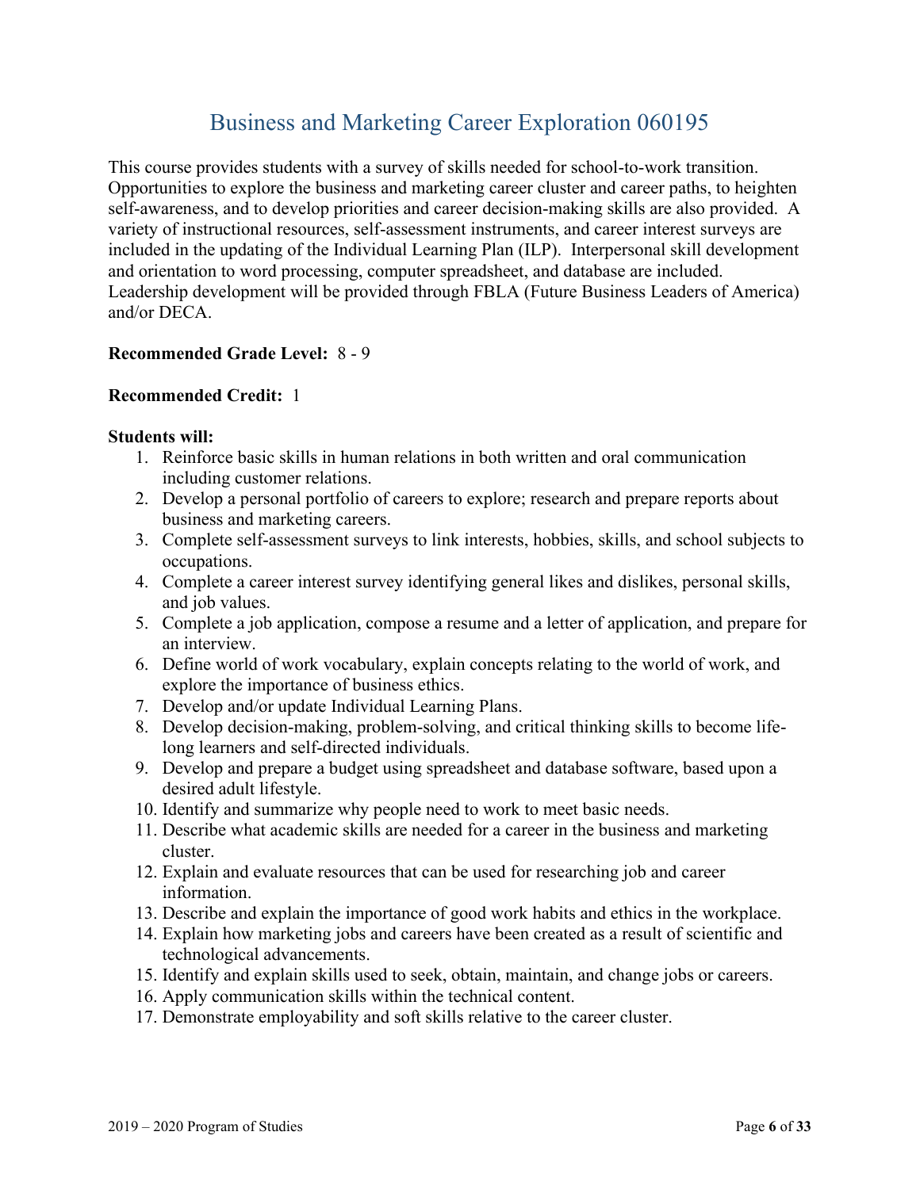# Business and Marketing Career Exploration 060195

This course provides students with a survey of skills needed for school-to-work transition. Opportunities to explore the business and marketing career cluster and career paths, to heighten self-awareness, and to develop priorities and career decision-making skills are also provided. A variety of instructional resources, self-assessment instruments, and career interest surveys are included in the updating of the Individual Learning Plan (ILP). Interpersonal skill development and orientation to word processing, computer spreadsheet, and database are included. Leadership development will be provided through FBLA (Future Business Leaders of America) and/or DECA.

**Recommended Grade Level:** 8 - 9

**Recommended Credit:** 1

**Students will:**

1. Reinforce basic skills in human relations in both written and oral communication including customer relations.
2. Develop a personal portfolio of careers to explore; research and prepare reports about business and marketing careers.
3. Complete self-assessment surveys to link interests, hobbies, skills, and school subjects to occupations.
4. Complete a career interest survey identifying general likes and dislikes, personal skills, and job values.
5. Complete a job application, compose a resume and a letter of application, and prepare for an interview.
6. Define world of work vocabulary, explain concepts relating to the world of work, and explore the importance of business ethics.
7. Develop and/or update Individual Learning Plans.
8. Develop decision-making, problem-solving, and critical thinking skills to become life-long learners and self-directed individuals.
9. Develop and prepare a budget using spreadsheet and database software, based upon a desired adult lifestyle.
10. Identify and summarize why people need to work to meet basic needs.
11. Describe what academic skills are needed for a career in the business and marketing cluster.
12. Explain and evaluate resources that can be used for researching job and career information.
13. Describe and explain the importance of good work habits and ethics in the workplace.
14. Explain how marketing jobs and careers have been created as a result of scientific and technological advancements.
15. Identify and explain skills used to seek, obtain, maintain, and change jobs or careers.
16. Apply communication skills within the technical content.
17. Demonstrate employability and soft skills relative to the career cluster.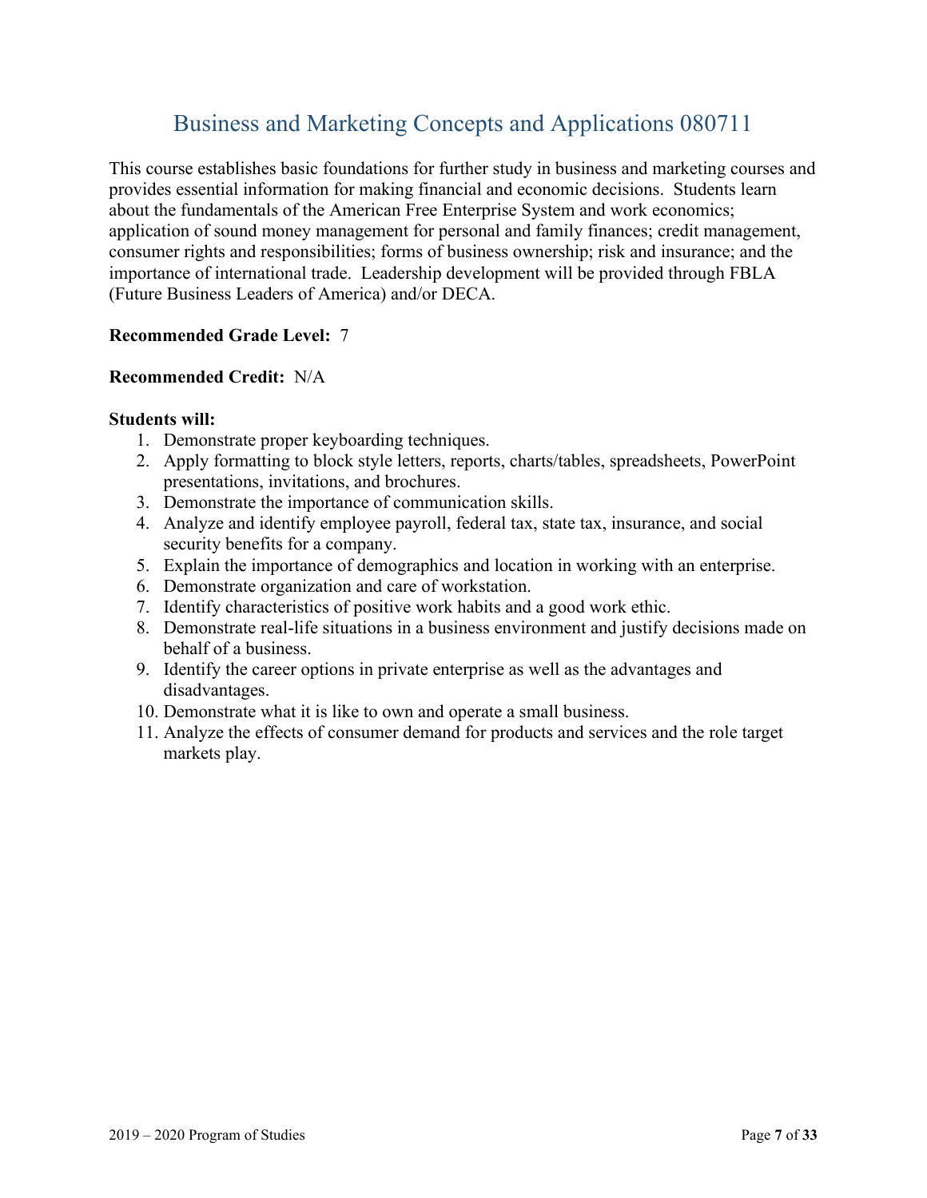# Business and Marketing Concepts and Applications 080711

This course establishes basic foundations for further study in business and marketing courses and provides essential information for making financial and economic decisions. Students learn about the fundamentals of the American Free Enterprise System and work economics; application of sound money management for personal and family finances; credit management, consumer rights and responsibilities; forms of business ownership; risk and insurance; and the importance of international trade. Leadership development will be provided through FBLA (Future Business Leaders of America) and/or DECA.

**Recommended Grade Level:** 7

**Recommended Credit:** N/A

**Students will:**

1. Demonstrate proper keyboarding techniques.
2. Apply formatting to block style letters, reports, charts/tables, spreadsheets, PowerPoint presentations, invitations, and brochures.
3. Demonstrate the importance of communication skills.
4. Analyze and identify employee payroll, federal tax, state tax, insurance, and social security benefits for a company.
5. Explain the importance of demographics and location in working with an enterprise.
6. Demonstrate organization and care of workstation.
7. Identify characteristics of positive work habits and a good work ethic.
8. Demonstrate real-life situations in a business environment and justify decisions made on behalf of a business.
9. Identify the career options in private enterprise as well as the advantages and disadvantages.
10. Demonstrate what it is like to own and operate a small business.
11. Analyze the effects of consumer demand for products and services and the role target markets play.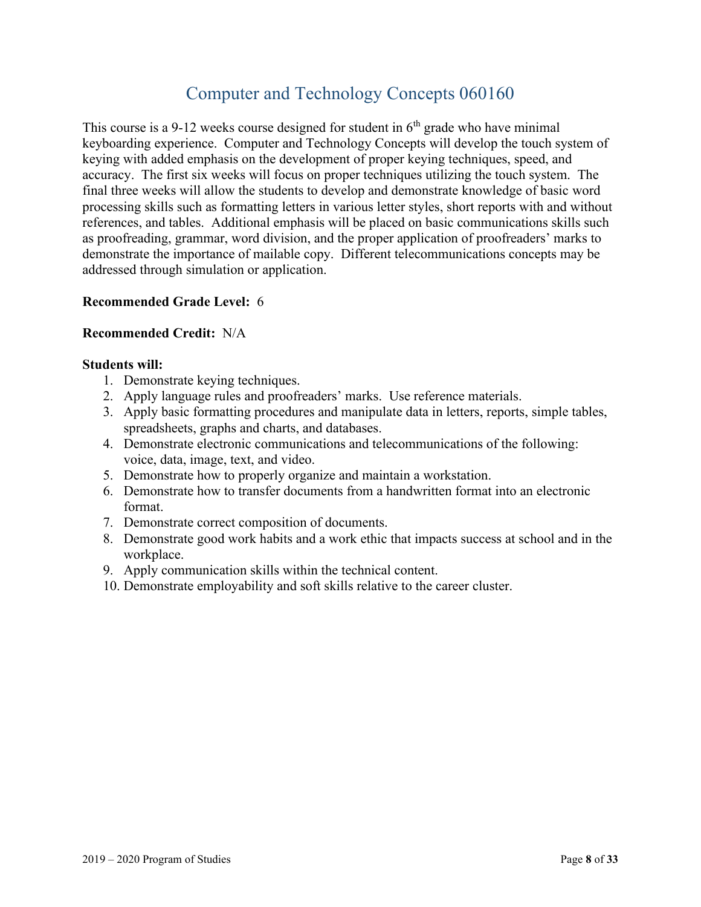# Computer and Technology Concepts 060160

This course is a 9-12 weeks course designed for student in 6th grade who have minimal keyboarding experience. Computer and Technology Concepts will develop the touch system of keying with added emphasis on the development of proper keying techniques, speed, and accuracy. The first six weeks will focus on proper techniques utilizing the touch system. The final three weeks will allow the students to develop and demonstrate knowledge of basic word processing skills such as formatting letters in various letter styles, short reports with and without references, and tables. Additional emphasis will be placed on basic communications skills such as proofreading, grammar, word division, and the proper application of proofreaders' marks to demonstrate the importance of mailable copy. Different telecommunications concepts may be addressed through simulation or application.

**Recommended Grade Level:** 6

**Recommended Credit:** N/A

**Students will:**

1. Demonstrate keying techniques.
2. Apply language rules and proofreaders' marks. Use reference materials.
3. Apply basic formatting procedures and manipulate data in letters, reports, simple tables, spreadsheets, graphs and charts, and databases.
4. Demonstrate electronic communications and telecommunications of the following: voice, data, image, text, and video.
5. Demonstrate how to properly organize and maintain a workstation.
6. Demonstrate how to transfer documents from a handwritten format into an electronic format.
7. Demonstrate correct composition of documents.
8. Demonstrate good work habits and a work ethic that impacts success at school and in the workplace.
9. Apply communication skills within the technical content.
10. Demonstrate employability and soft skills relative to the career cluster.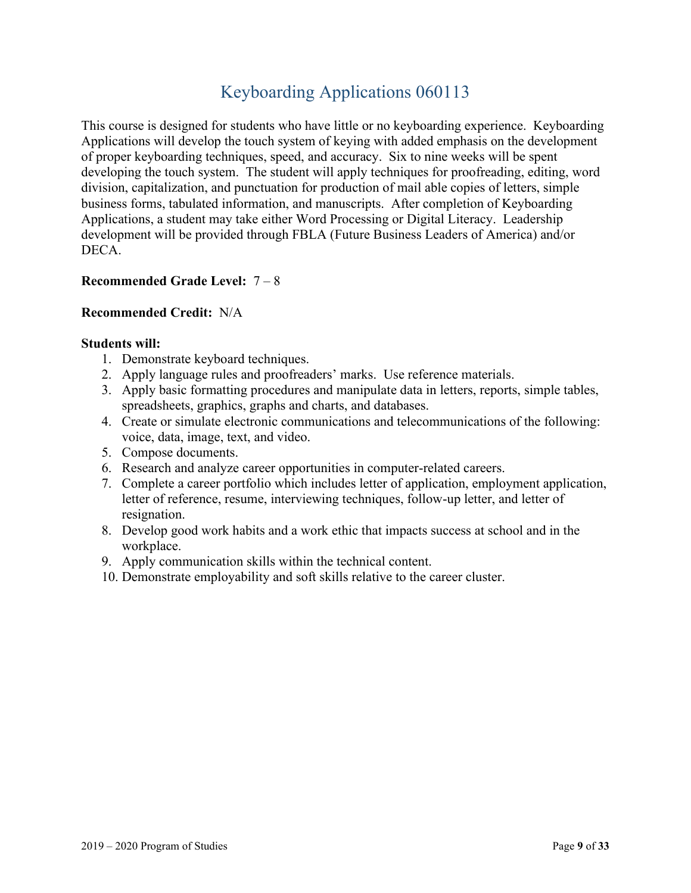# Keyboarding Applications 060113

This course is designed for students who have little or no keyboarding experience. Keyboarding Applications will develop the touch system of keying with added emphasis on the development of proper keyboarding techniques, speed, and accuracy. Six to nine weeks will be spent developing the touch system. The student will apply techniques for proofreading, editing, word division, capitalization, and punctuation for production of mail able copies of letters, simple business forms, tabulated information, and manuscripts. After completion of Keyboarding Applications, a student may take either Word Processing or Digital Literacy. Leadership development will be provided through FBLA (Future Business Leaders of America) and/or DECA.

**Recommended Grade Level:** 7 – 8

**Recommended Credit:** N/A

**Students will:**

1. Demonstrate keyboard techniques.
2. Apply language rules and proofreaders' marks. Use reference materials.
3. Apply basic formatting procedures and manipulate data in letters, reports, simple tables, spreadsheets, graphics, graphs and charts, and databases.
4. Create or simulate electronic communications and telecommunications of the following: voice, data, image, text, and video.
5. Compose documents.
6. Research and analyze career opportunities in computer-related careers.
7. Complete a career portfolio which includes letter of application, employment application, letter of reference, resume, interviewing techniques, follow-up letter, and letter of resignation.
8. Develop good work habits and a work ethic that impacts success at school and in the workplace.
9. Apply communication skills within the technical content.
10. Demonstrate employability and soft skills relative to the career cluster.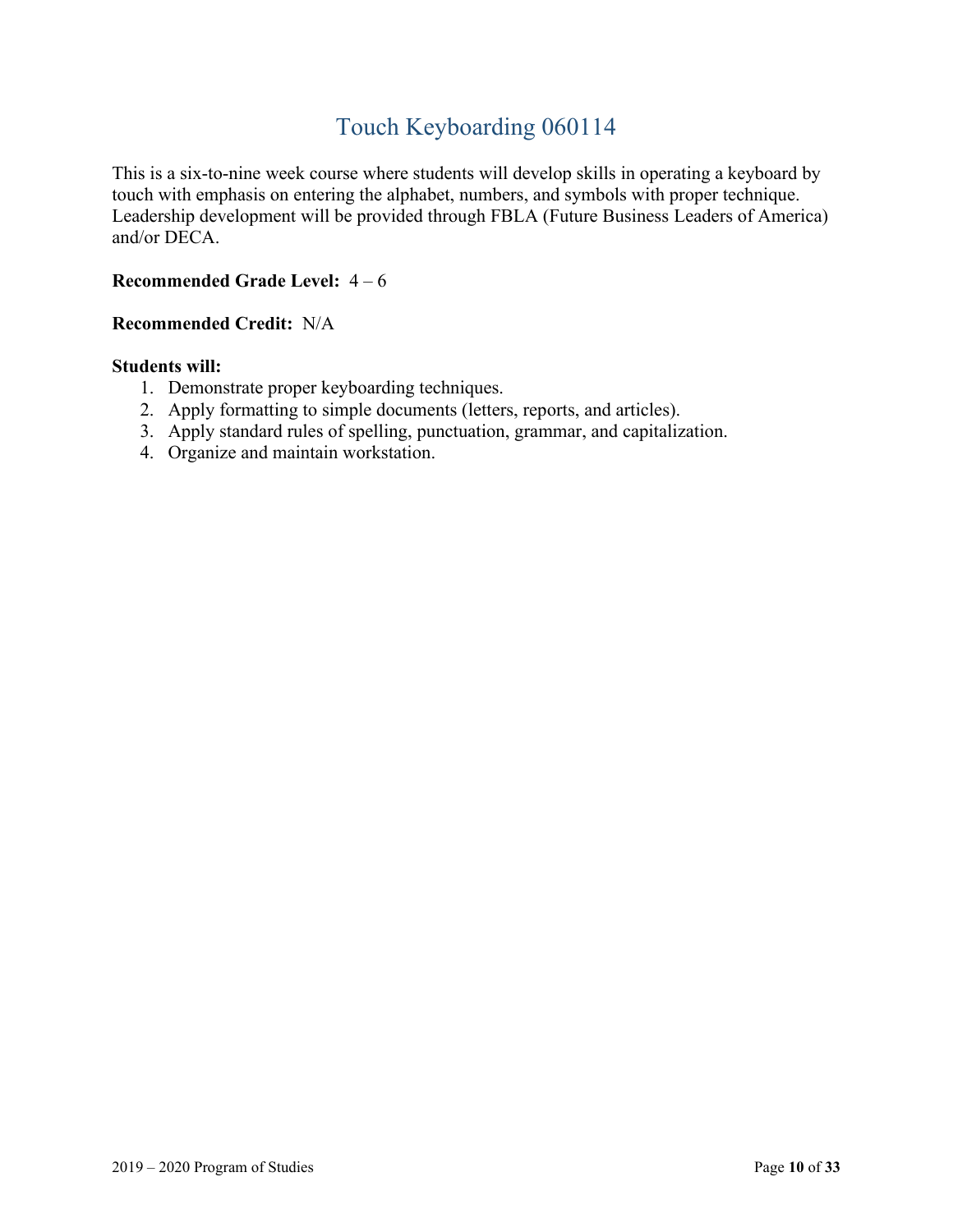# Touch Keyboarding 060114

This is a six-to-nine week course where students will develop skills in operating a keyboard by touch with emphasis on entering the alphabet, numbers, and symbols with proper technique. Leadership development will be provided through FBLA (Future Business Leaders of America) and/or DECA.

**Recommended Grade Level:** 4 – 6

**Recommended Credit:** N/A

**Students will:**

1. Demonstrate proper keyboarding techniques.
2. Apply formatting to simple documents (letters, reports, and articles).
3. Apply standard rules of spelling, punctuation, grammar, and capitalization.
4. Organize and maintain workstation.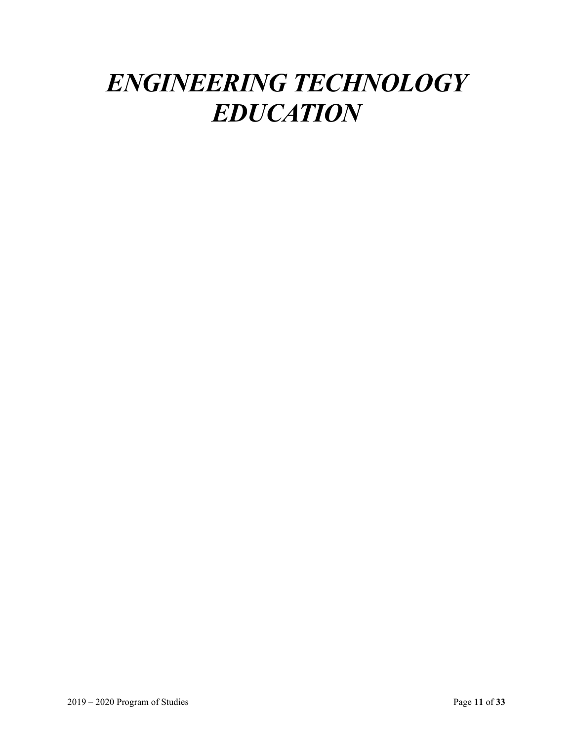# *ENGINEERING TECHNOLOGY EDUCATION*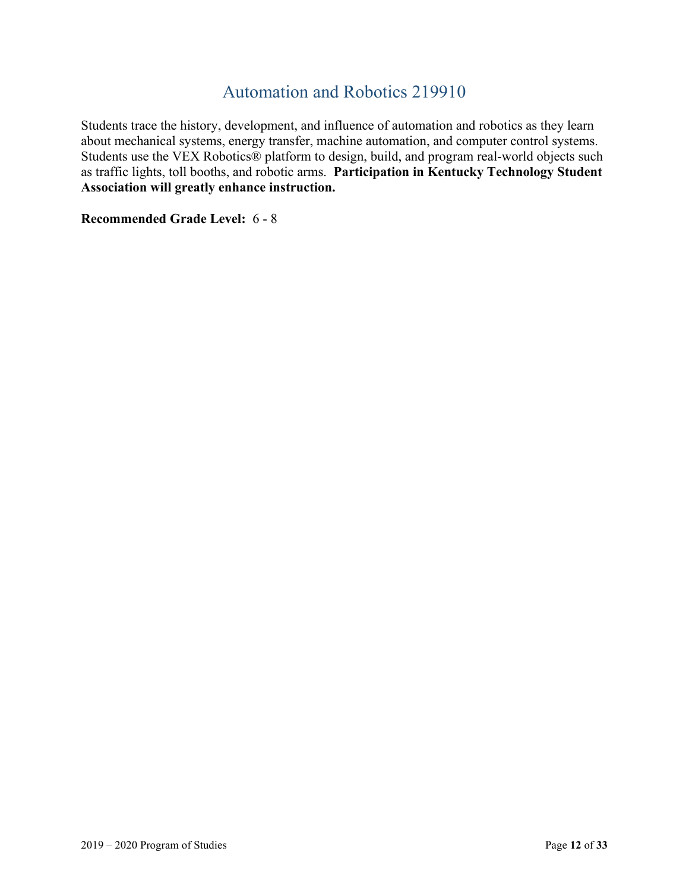# Automation and Robotics 219910

Students trace the history, development, and influence of automation and robotics as they learn about mechanical systems, energy transfer, machine automation, and computer control systems. Students use the VEX Robotics® platform to design, build, and program real-world objects such as traffic lights, toll booths, and robotic arms. **Participation in Kentucky Technology Student Association will greatly enhance instruction.**

**Recommended Grade Level:** 6 - 8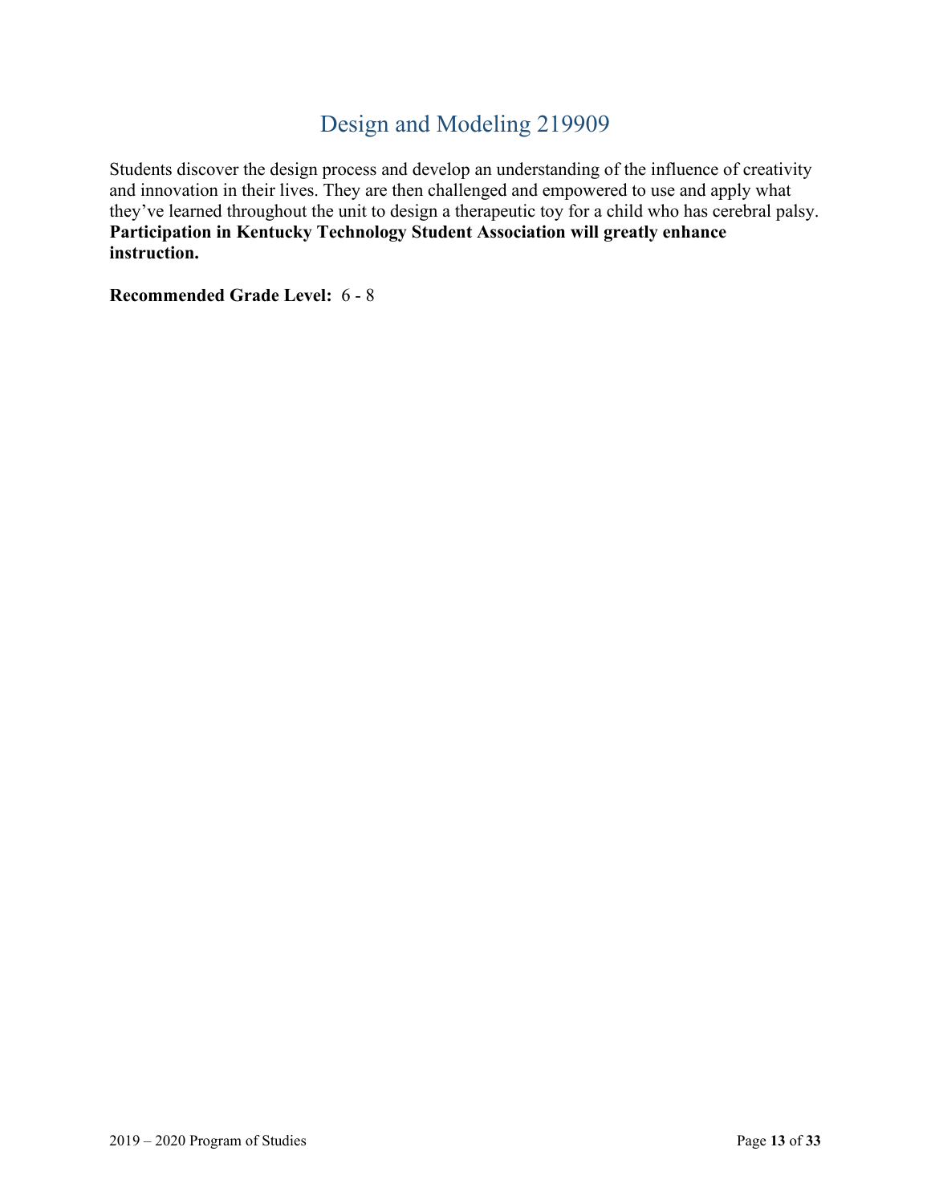# Design and Modeling 219909

Students discover the design process and develop an understanding of the influence of creativity and innovation in their lives. They are then challenged and empowered to use and apply what they've learned throughout the unit to design a therapeutic toy for a child who has cerebral palsy. **Participation in Kentucky Technology Student Association will greatly enhance instruction.**

**Recommended Grade Level:** 6 - 8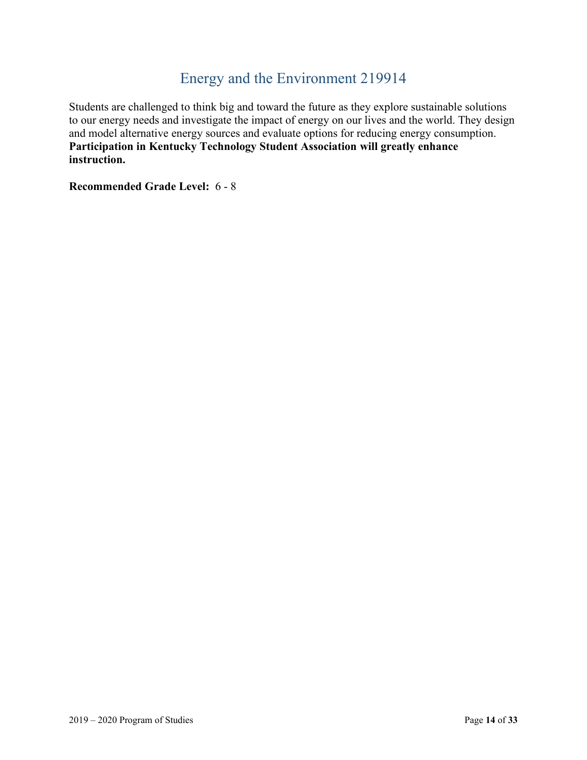# Energy and the Environment 219914

Students are challenged to think big and toward the future as they explore sustainable solutions to our energy needs and investigate the impact of energy on our lives and the world. They design and model alternative energy sources and evaluate options for reducing energy consumption. **Participation in Kentucky Technology Student Association will greatly enhance instruction.**

**Recommended Grade Level:** 6 - 8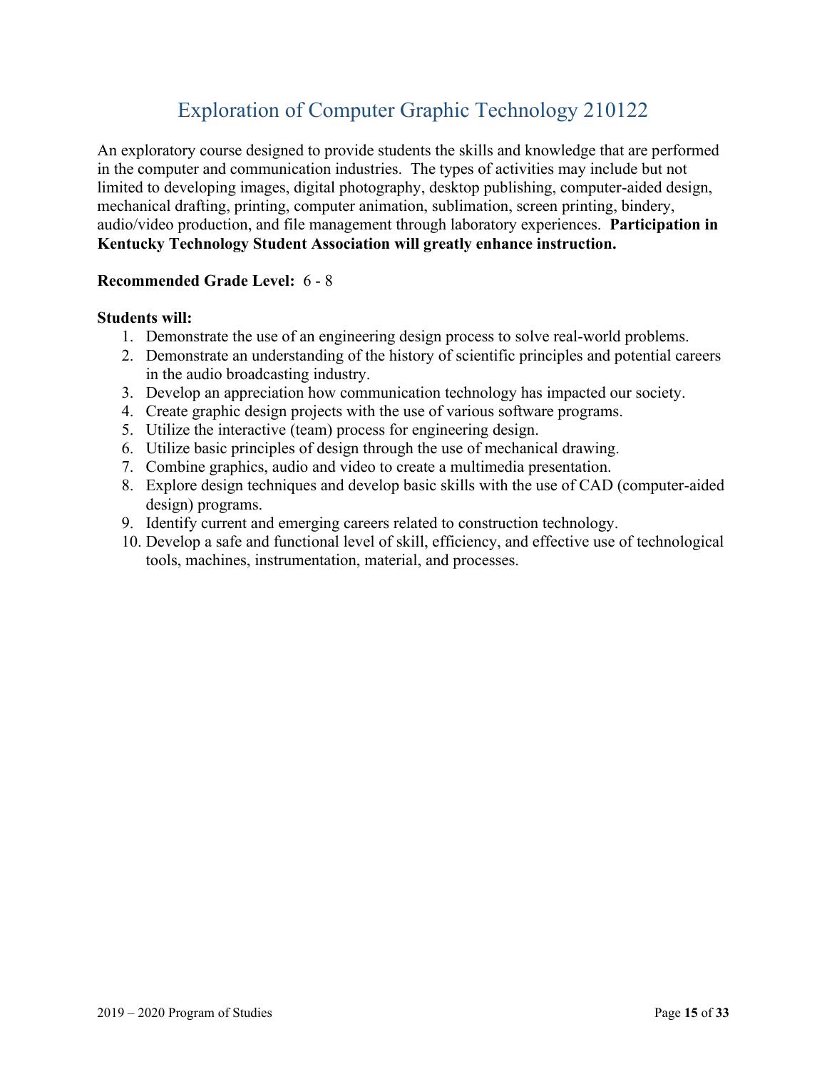# Exploration of Computer Graphic Technology 210122

An exploratory course designed to provide students the skills and knowledge that are performed in the computer and communication industries. The types of activities may include but not limited to developing images, digital photography, desktop publishing, computer-aided design, mechanical drafting, printing, computer animation, sublimation, screen printing, bindery, audio/video production, and file management through laboratory experiences. **Participation in Kentucky Technology Student Association will greatly enhance instruction.**

**Recommended Grade Level:** 6 - 8

**Students will:**

1. Demonstrate the use of an engineering design process to solve real-world problems.
2. Demonstrate an understanding of the history of scientific principles and potential careers in the audio broadcasting industry.
3. Develop an appreciation how communication technology has impacted our society.
4. Create graphic design projects with the use of various software programs.
5. Utilize the interactive (team) process for engineering design.
6. Utilize basic principles of design through the use of mechanical drawing.
7. Combine graphics, audio and video to create a multimedia presentation.
8. Explore design techniques and develop basic skills with the use of CAD (computer-aided design) programs.
9. Identify current and emerging careers related to construction technology.
10. Develop a safe and functional level of skill, efficiency, and effective use of technological tools, machines, instrumentation, material, and processes.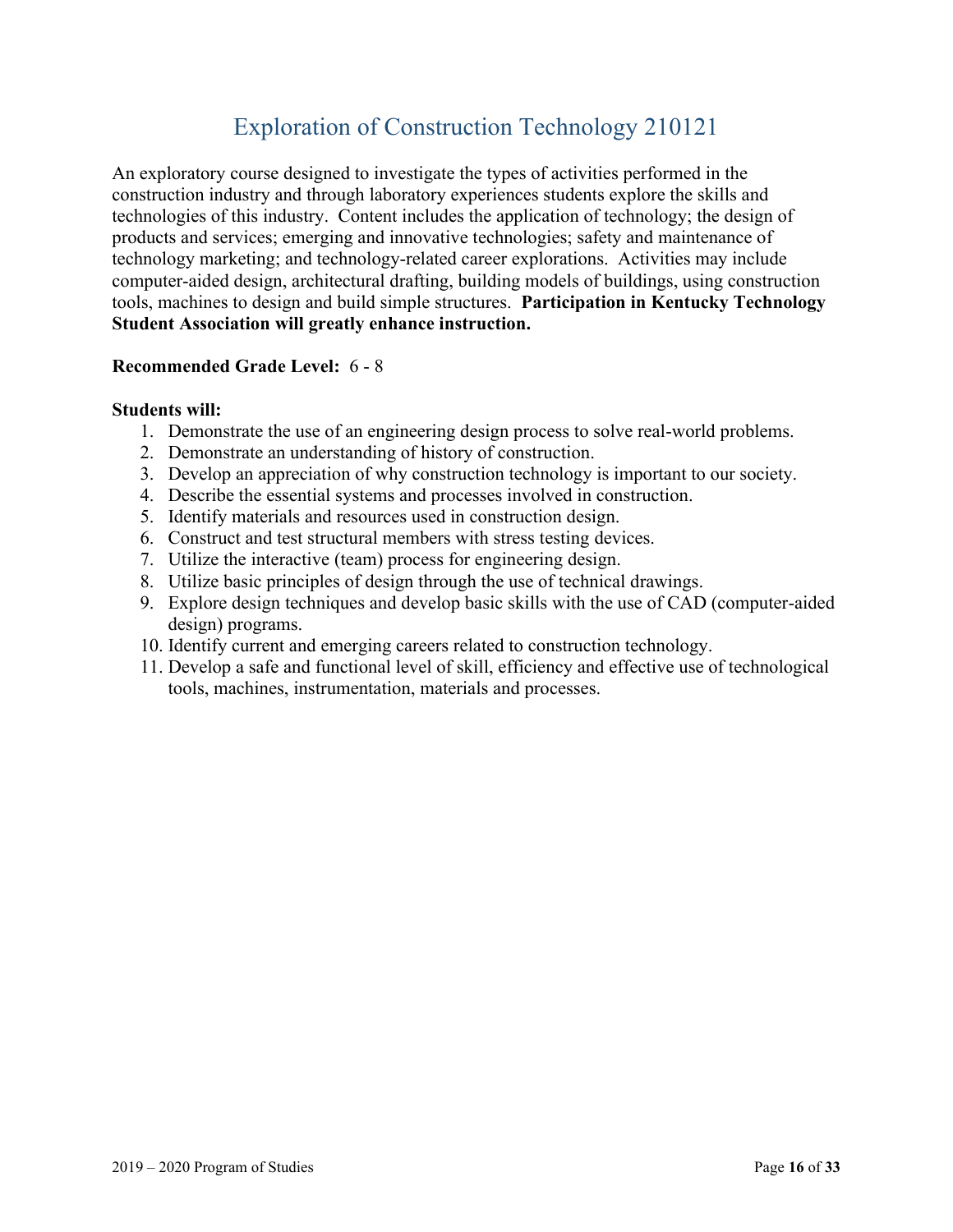# Exploration of Construction Technology 210121

An exploratory course designed to investigate the types of activities performed in the construction industry and through laboratory experiences students explore the skills and technologies of this industry. Content includes the application of technology; the design of products and services; emerging and innovative technologies; safety and maintenance of technology marketing; and technology-related career explorations. Activities may include computer-aided design, architectural drafting, building models of buildings, using construction tools, machines to design and build simple structures. **Participation in Kentucky Technology Student Association will greatly enhance instruction.**

**Recommended Grade Level:** 6 - 8

**Students will:**

1. Demonstrate the use of an engineering design process to solve real-world problems.
2. Demonstrate an understanding of history of construction.
3. Develop an appreciation of why construction technology is important to our society.
4. Describe the essential systems and processes involved in construction.
5. Identify materials and resources used in construction design.
6. Construct and test structural members with stress testing devices.
7. Utilize the interactive (team) process for engineering design.
8. Utilize basic principles of design through the use of technical drawings.
9. Explore design techniques and develop basic skills with the use of CAD (computer-aided design) programs.
10. Identify current and emerging careers related to construction technology.
11. Develop a safe and functional level of skill, efficiency and effective use of technological tools, machines, instrumentation, materials and processes.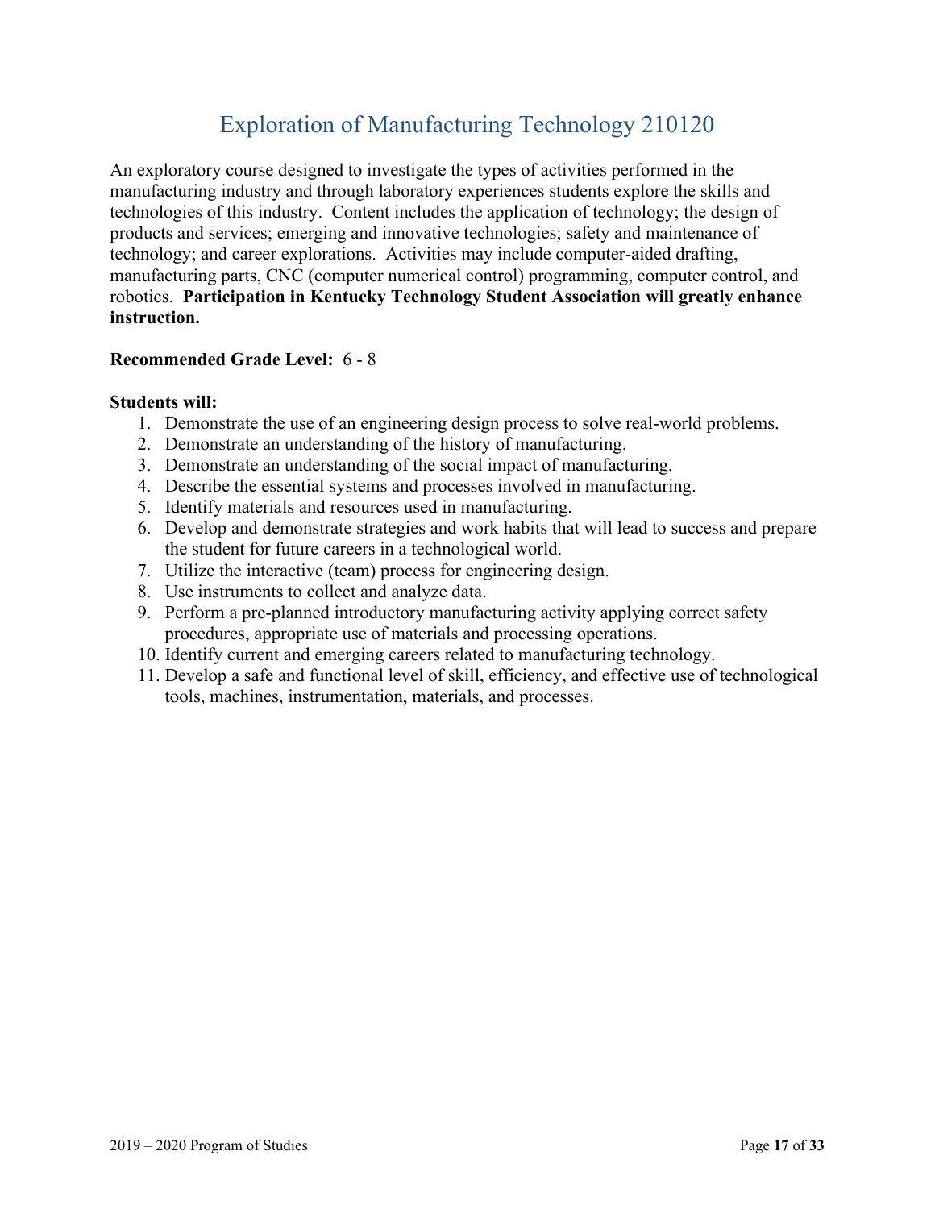# Exploration of Manufacturing Technology 210120

An exploratory course designed to investigate the types of activities performed in the manufacturing industry and through laboratory experiences students explore the skills and technologies of this industry. Content includes the application of technology; the design of products and services; emerging and innovative technologies; safety and maintenance of technology; and career explorations. Activities may include computer-aided drafting, manufacturing parts, CNC (computer numerical control) programming, computer control, and robotics. **Participation in Kentucky Technology Student Association will greatly enhance instruction.**

**Recommended Grade Level:** 6 - 8

**Students will:**

1. Demonstrate the use of an engineering design process to solve real-world problems.
2. Demonstrate an understanding of the history of manufacturing.
3. Demonstrate an understanding of the social impact of manufacturing.
4. Describe the essential systems and processes involved in manufacturing.
5. Identify materials and resources used in manufacturing.
6. Develop and demonstrate strategies and work habits that will lead to success and prepare the student for future careers in a technological world.
7. Utilize the interactive (team) process for engineering design.
8. Use instruments to collect and analyze data.
9. Perform a pre-planned introductory manufacturing activity applying correct safety procedures, appropriate use of materials and processing operations.
10. Identify current and emerging careers related to manufacturing technology.
11. Develop a safe and functional level of skill, efficiency, and effective use of technological tools, machines, instrumentation, materials, and processes.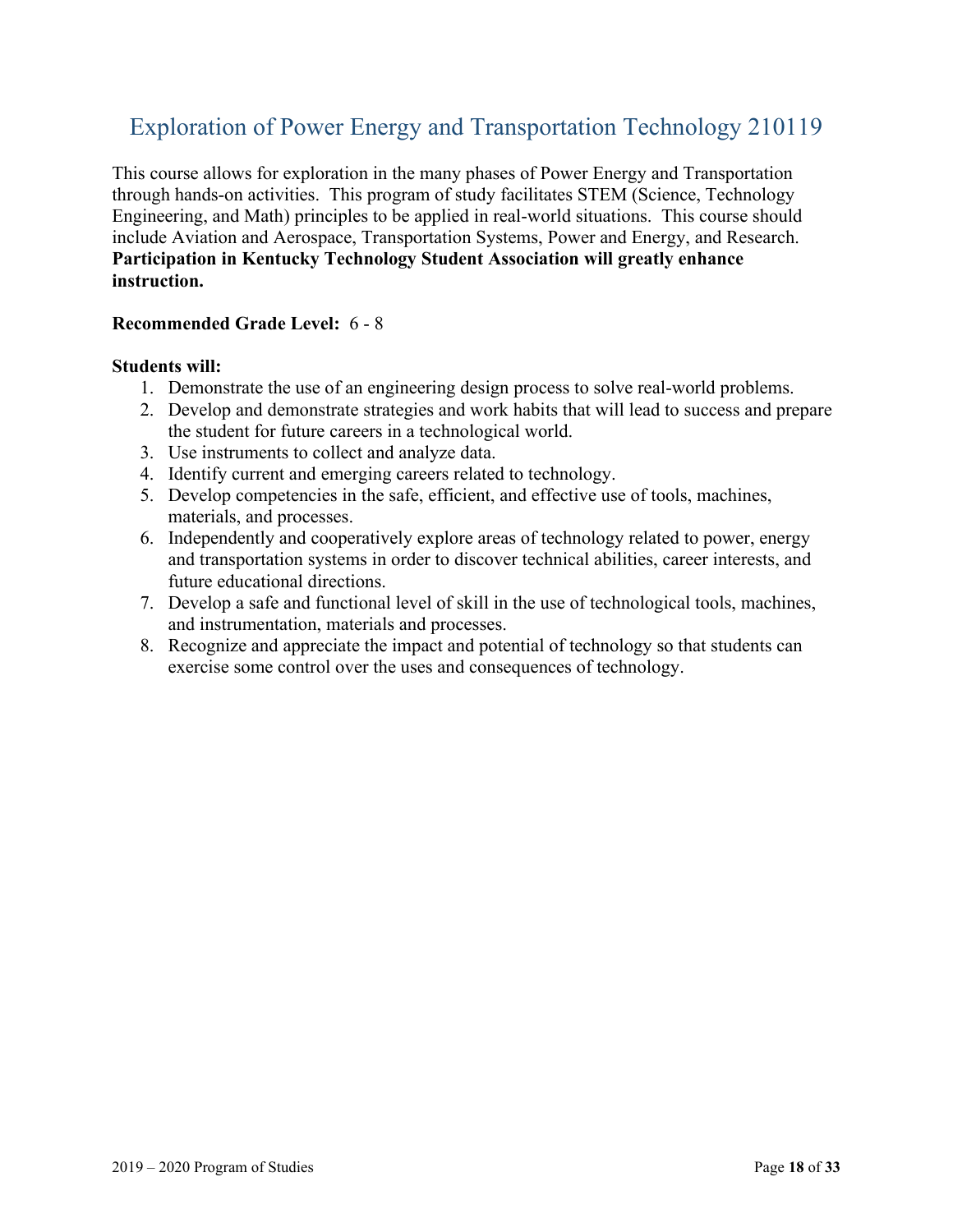# Exploration of Power Energy and Transportation Technology 210119

This course allows for exploration in the many phases of Power Energy and Transportation through hands-on activities. This program of study facilitates STEM (Science, Technology Engineering, and Math) principles to be applied in real-world situations. This course should include Aviation and Aerospace, Transportation Systems, Power and Energy, and Research. **Participation in Kentucky Technology Student Association will greatly enhance instruction.**

**Recommended Grade Level:** 6 - 8

**Students will:**

1. Demonstrate the use of an engineering design process to solve real-world problems.
2. Develop and demonstrate strategies and work habits that will lead to success and prepare the student for future careers in a technological world.
3. Use instruments to collect and analyze data.
4. Identify current and emerging careers related to technology.
5. Develop competencies in the safe, efficient, and effective use of tools, machines, materials, and processes.
6. Independently and cooperatively explore areas of technology related to power, energy and transportation systems in order to discover technical abilities, career interests, and future educational directions.
7. Develop a safe and functional level of skill in the use of technological tools, machines, and instrumentation, materials and processes.
8. Recognize and appreciate the impact and potential of technology so that students can exercise some control over the uses and consequences of technology.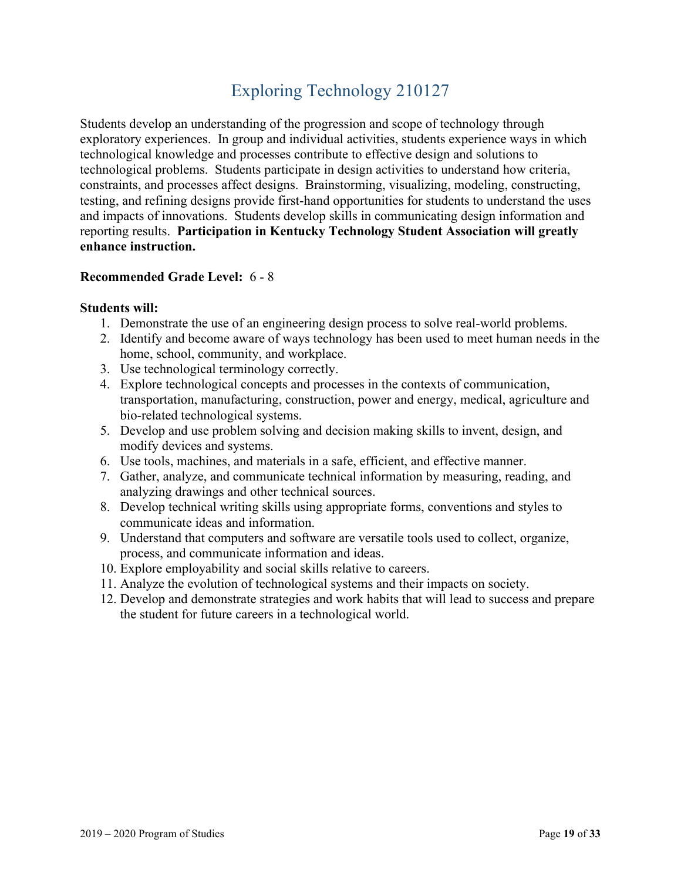# Exploring Technology 210127

Students develop an understanding of the progression and scope of technology through exploratory experiences. In group and individual activities, students experience ways in which technological knowledge and processes contribute to effective design and solutions to technological problems. Students participate in design activities to understand how criteria, constraints, and processes affect designs. Brainstorming, visualizing, modeling, constructing, testing, and refining designs provide first-hand opportunities for students to understand the uses and impacts of innovations. Students develop skills in communicating design information and reporting results. **Participation in Kentucky Technology Student Association will greatly enhance instruction.**

**Recommended Grade Level:** 6 - 8

**Students will:**

1. Demonstrate the use of an engineering design process to solve real-world problems.
2. Identify and become aware of ways technology has been used to meet human needs in the home, school, community, and workplace.
3. Use technological terminology correctly.
4. Explore technological concepts and processes in the contexts of communication, transportation, manufacturing, construction, power and energy, medical, agriculture and bio-related technological systems.
5. Develop and use problem solving and decision making skills to invent, design, and modify devices and systems.
6. Use tools, machines, and materials in a safe, efficient, and effective manner.
7. Gather, analyze, and communicate technical information by measuring, reading, and analyzing drawings and other technical sources.
8. Develop technical writing skills using appropriate forms, conventions and styles to communicate ideas and information.
9. Understand that computers and software are versatile tools used to collect, organize, process, and communicate information and ideas.
10. Explore employability and social skills relative to careers.
11. Analyze the evolution of technological systems and their impacts on society.
12. Develop and demonstrate strategies and work habits that will lead to success and prepare the student for future careers in a technological world.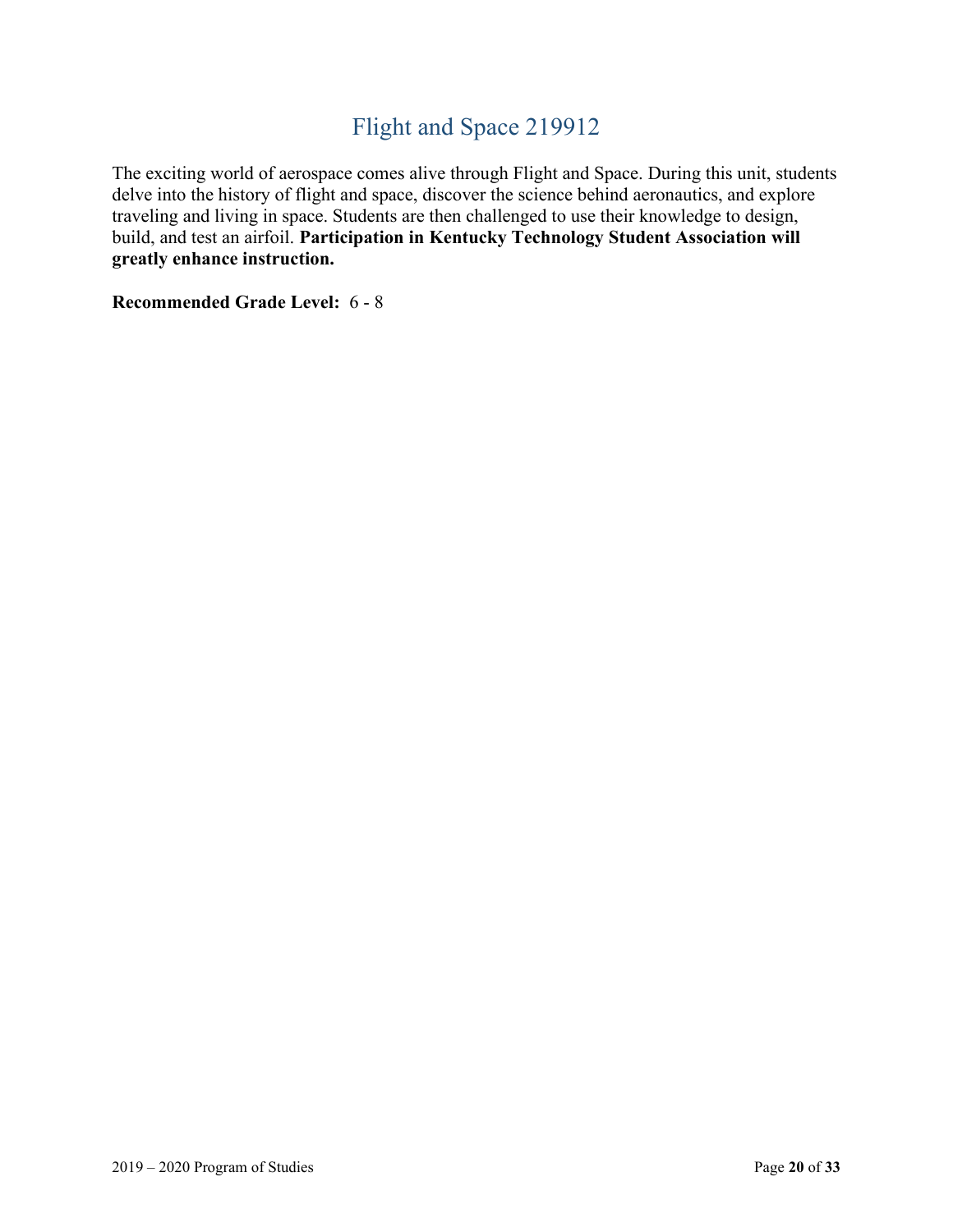# Flight and Space 219912

The exciting world of aerospace comes alive through Flight and Space. During this unit, students delve into the history of flight and space, discover the science behind aeronautics, and explore traveling and living in space. Students are then challenged to use their knowledge to design, build, and test an airfoil. **Participation in Kentucky Technology Student Association will greatly enhance instruction.**

**Recommended Grade Level:** 6 - 8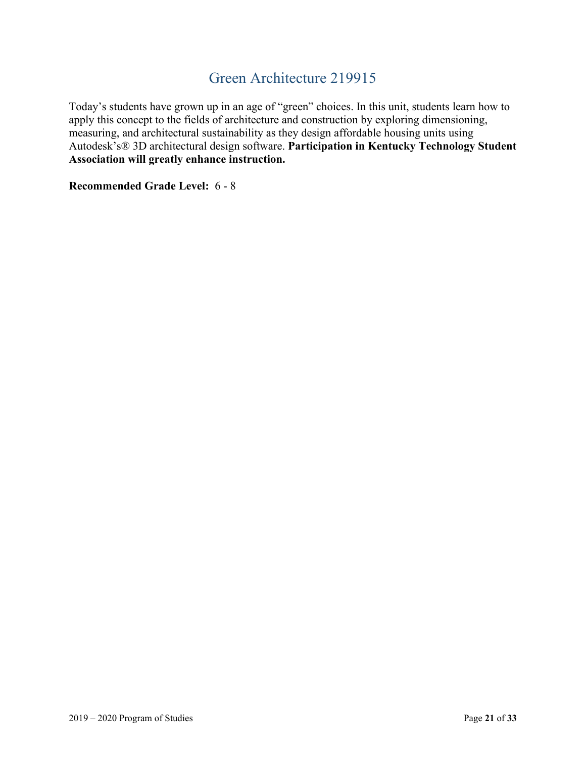# Green Architecture 219915

Today's students have grown up in an age of "green" choices. In this unit, students learn how to apply this concept to the fields of architecture and construction by exploring dimensioning, measuring, and architectural sustainability as they design affordable housing units using Autodesk's® 3D architectural design software. **Participation in Kentucky Technology Student Association will greatly enhance instruction.**

**Recommended Grade Level:** 6 - 8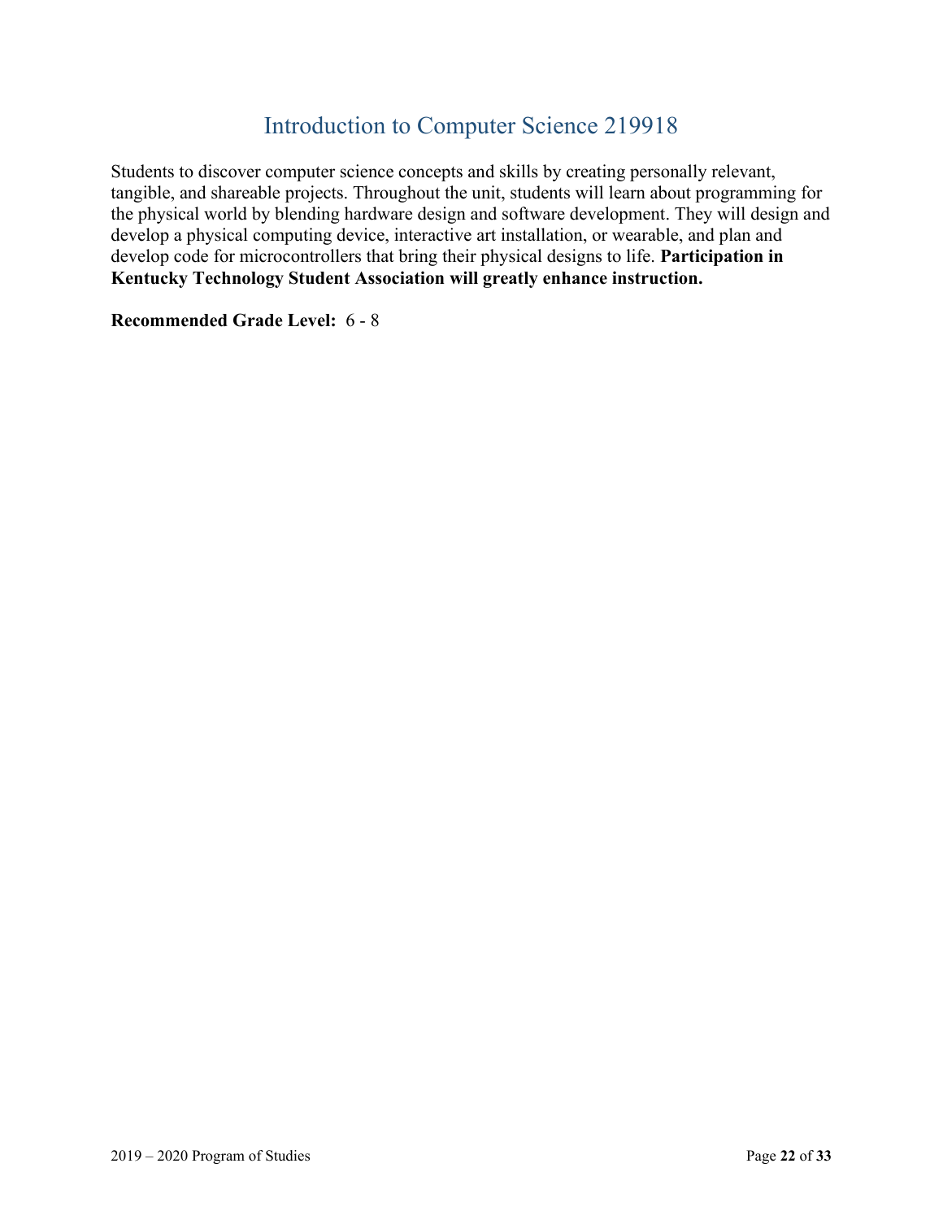# Introduction to Computer Science 219918

Students to discover computer science concepts and skills by creating personally relevant, tangible, and shareable projects. Throughout the unit, students will learn about programming for the physical world by blending hardware design and software development. They will design and develop a physical computing device, interactive art installation, or wearable, and plan and develop code for microcontrollers that bring their physical designs to life. **Participation in Kentucky Technology Student Association will greatly enhance instruction.**

**Recommended Grade Level:** 6 - 8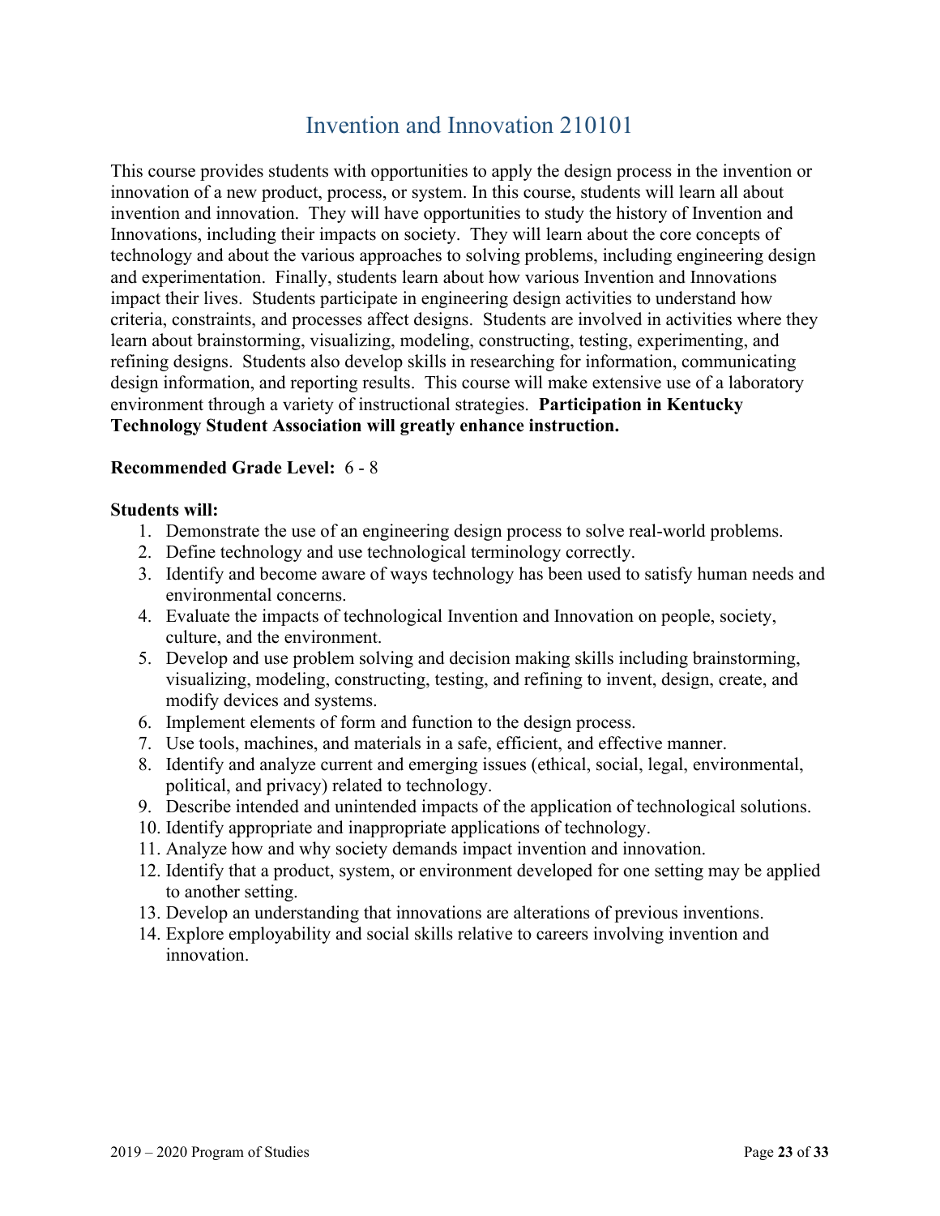# Invention and Innovation 210101

This course provides students with opportunities to apply the design process in the invention or innovation of a new product, process, or system. In this course, students will learn all about invention and innovation. They will have opportunities to study the history of Invention and Innovations, including their impacts on society. They will learn about the core concepts of technology and about the various approaches to solving problems, including engineering design and experimentation. Finally, students learn about how various Invention and Innovations impact their lives. Students participate in engineering design activities to understand how criteria, constraints, and processes affect designs. Students are involved in activities where they learn about brainstorming, visualizing, modeling, constructing, testing, experimenting, and refining designs. Students also develop skills in researching for information, communicating design information, and reporting results. This course will make extensive use of a laboratory environment through a variety of instructional strategies. **Participation in Kentucky Technology Student Association will greatly enhance instruction.**

**Recommended Grade Level:** 6 - 8

**Students will:**

1. Demonstrate the use of an engineering design process to solve real-world problems.
2. Define technology and use technological terminology correctly.
3. Identify and become aware of ways technology has been used to satisfy human needs and environmental concerns.
4. Evaluate the impacts of technological Invention and Innovation on people, society, culture, and the environment.
5. Develop and use problem solving and decision making skills including brainstorming, visualizing, modeling, constructing, testing, and refining to invent, design, create, and modify devices and systems.
6. Implement elements of form and function to the design process.
7. Use tools, machines, and materials in a safe, efficient, and effective manner.
8. Identify and analyze current and emerging issues (ethical, social, legal, environmental, political, and privacy) related to technology.
9. Describe intended and unintended impacts of the application of technological solutions.
10. Identify appropriate and inappropriate applications of technology.
11. Analyze how and why society demands impact invention and innovation.
12. Identify that a product, system, or environment developed for one setting may be applied to another setting.
13. Develop an understanding that innovations are alterations of previous inventions.
14. Explore employability and social skills relative to careers involving invention and innovation.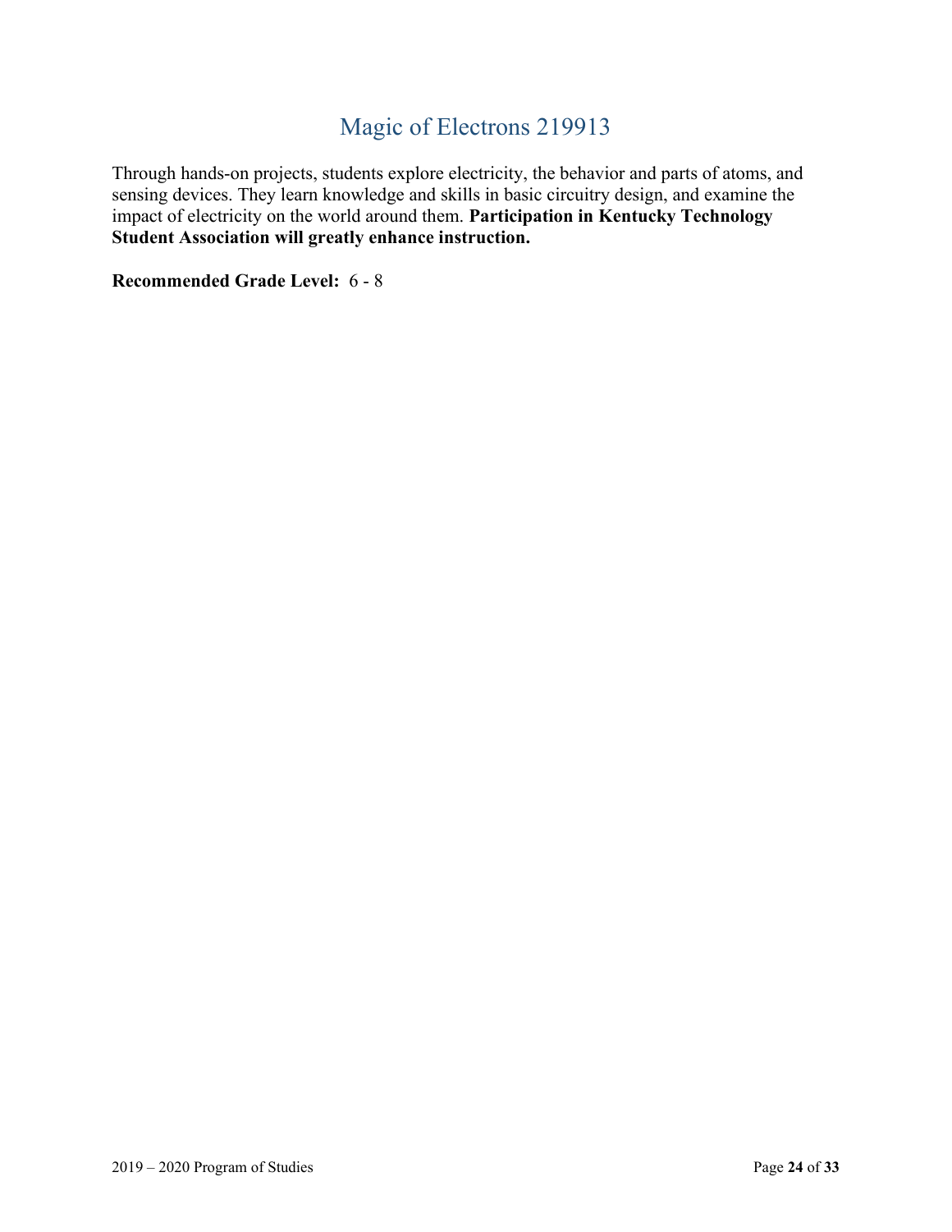# Magic of Electrons 219913

Through hands-on projects, students explore electricity, the behavior and parts of atoms, and sensing devices. They learn knowledge and skills in basic circuitry design, and examine the impact of electricity on the world around them. **Participation in Kentucky Technology Student Association will greatly enhance instruction.**

**Recommended Grade Level:** 6 - 8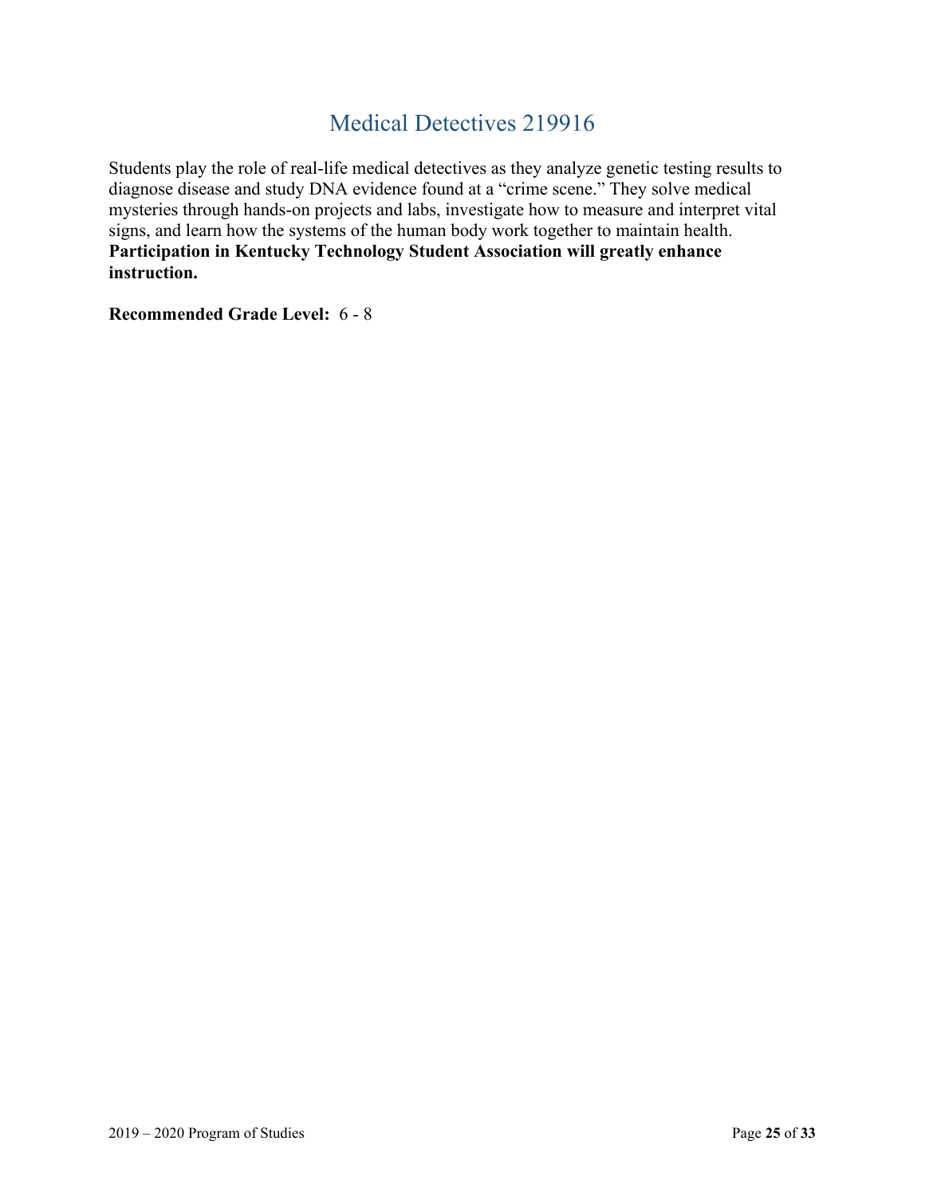# Medical Detectives 219916

Students play the role of real-life medical detectives as they analyze genetic testing results to diagnose disease and study DNA evidence found at a "crime scene." They solve medical mysteries through hands-on projects and labs, investigate how to measure and interpret vital signs, and learn how the systems of the human body work together to maintain health. **Participation in Kentucky Technology Student Association will greatly enhance instruction.**

**Recommended Grade Level:** 6 - 8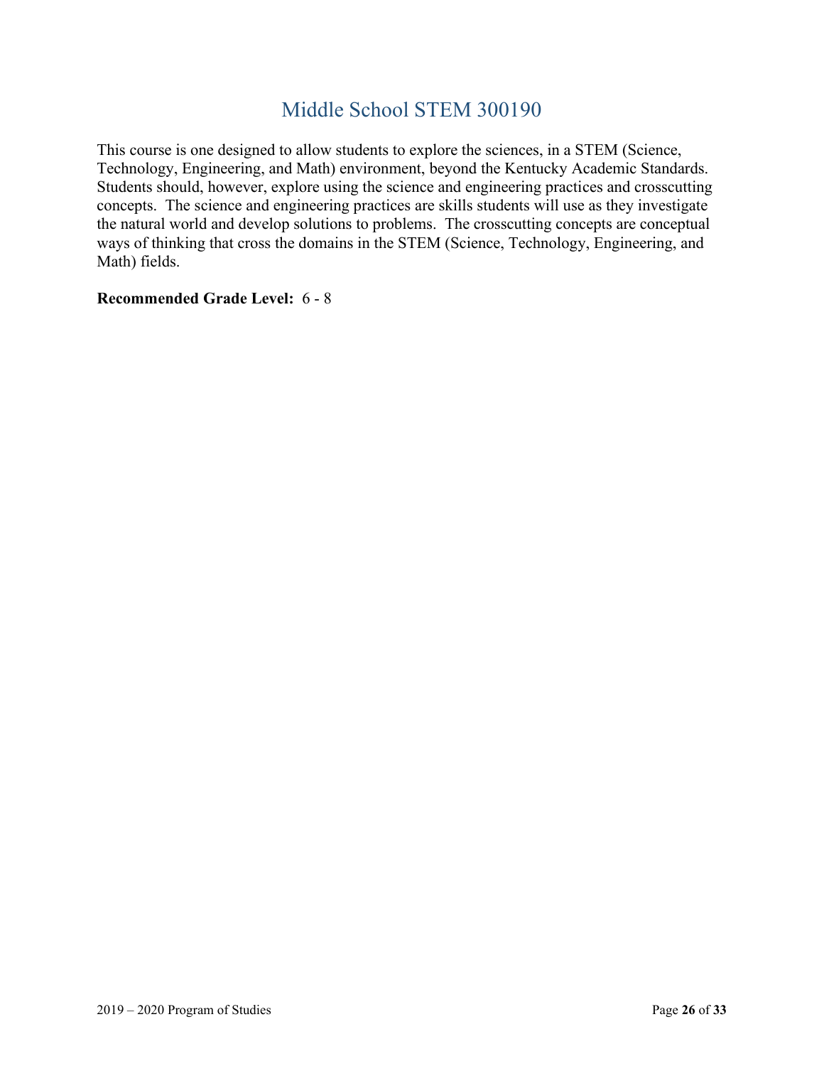# Middle School STEM 300190

This course is one designed to allow students to explore the sciences, in a STEM (Science, Technology, Engineering, and Math) environment, beyond the Kentucky Academic Standards. Students should, however, explore using the science and engineering practices and crosscutting concepts. The science and engineering practices are skills students will use as they investigate the natural world and develop solutions to problems. The crosscutting concepts are conceptual ways of thinking that cross the domains in the STEM (Science, Technology, Engineering, and Math) fields.

**Recommended Grade Level:** 6 - 8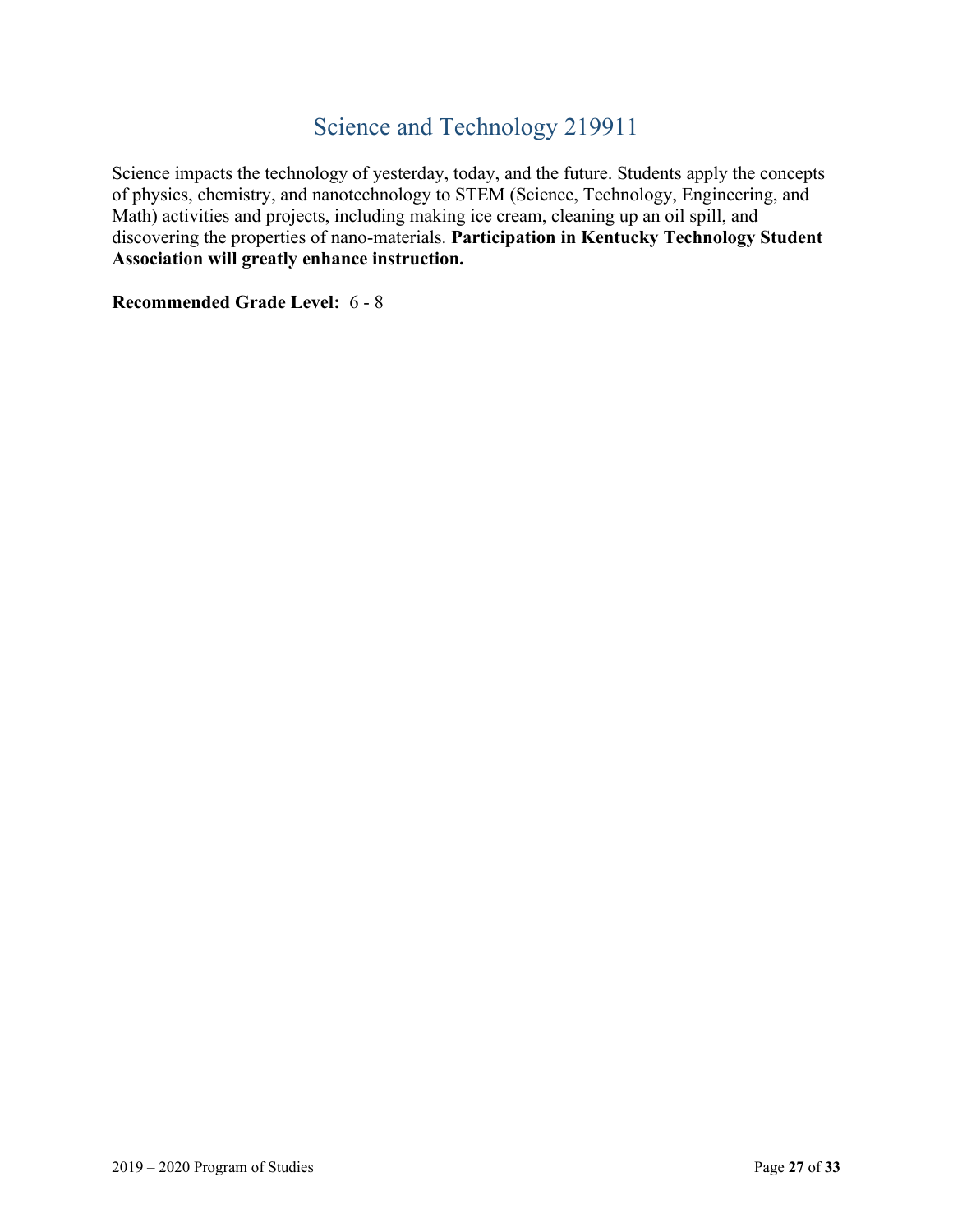# Science and Technology 219911

Science impacts the technology of yesterday, today, and the future. Students apply the concepts of physics, chemistry, and nanotechnology to STEM (Science, Technology, Engineering, and Math) activities and projects, including making ice cream, cleaning up an oil spill, and discovering the properties of nano-materials. **Participation in Kentucky Technology Student Association will greatly enhance instruction.**

**Recommended Grade Level:** 6 - 8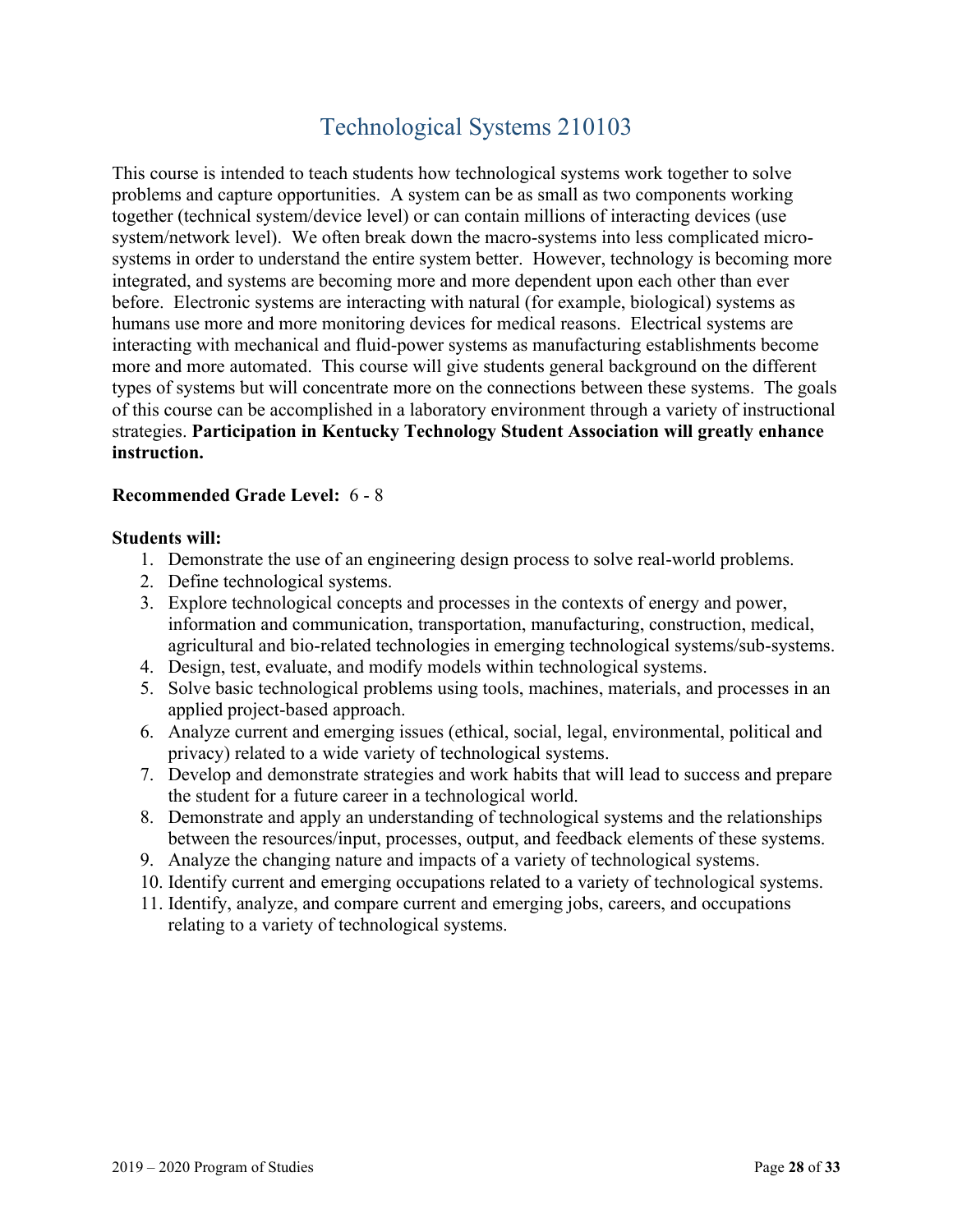# Technological Systems 210103

This course is intended to teach students how technological systems work together to solve problems and capture opportunities. A system can be as small as two components working together (technical system/device level) or can contain millions of interacting devices (use system/network level). We often break down the macro-systems into less complicated micro-systems in order to understand the entire system better. However, technology is becoming more integrated, and systems are becoming more and more dependent upon each other than ever before. Electronic systems are interacting with natural (for example, biological) systems as humans use more and more monitoring devices for medical reasons. Electrical systems are interacting with mechanical and fluid-power systems as manufacturing establishments become more and more automated. This course will give students general background on the different types of systems but will concentrate more on the connections between these systems. The goals of this course can be accomplished in a laboratory environment through a variety of instructional strategies. **Participation in Kentucky Technology Student Association will greatly enhance instruction.**

**Recommended Grade Level:** 6 - 8

**Students will:**

1. Demonstrate the use of an engineering design process to solve real-world problems.
2. Define technological systems.
3. Explore technological concepts and processes in the contexts of energy and power, information and communication, transportation, manufacturing, construction, medical, agricultural and bio-related technologies in emerging technological systems/sub-systems.
4. Design, test, evaluate, and modify models within technological systems.
5. Solve basic technological problems using tools, machines, materials, and processes in an applied project-based approach.
6. Analyze current and emerging issues (ethical, social, legal, environmental, political and privacy) related to a wide variety of technological systems.
7. Develop and demonstrate strategies and work habits that will lead to success and prepare the student for a future career in a technological world.
8. Demonstrate and apply an understanding of technological systems and the relationships between the resources/input, processes, output, and feedback elements of these systems.
9. Analyze the changing nature and impacts of a variety of technological systems.
10. Identify current and emerging occupations related to a variety of technological systems.
11. Identify, analyze, and compare current and emerging jobs, careers, and occupations relating to a variety of technological systems.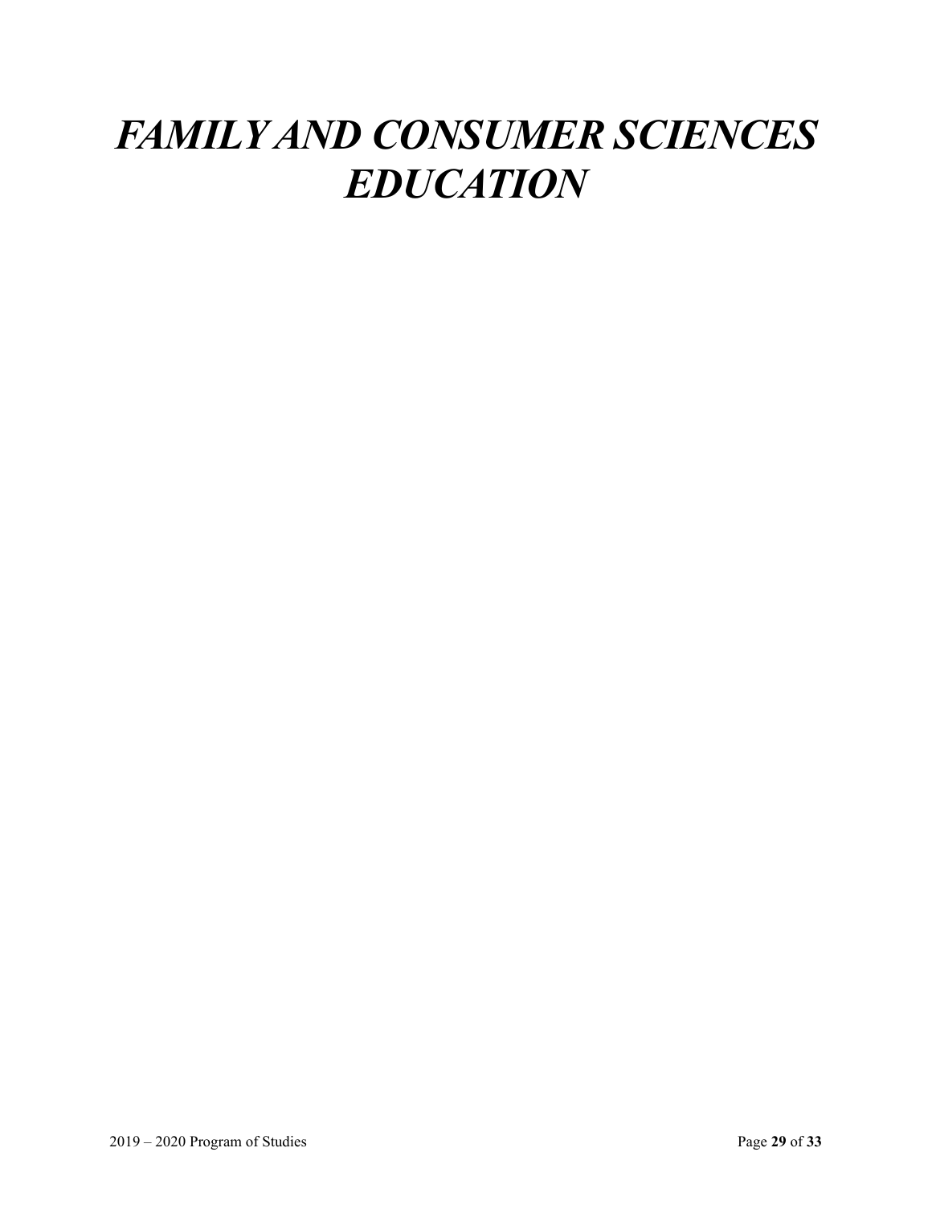# *FAMILY AND CONSUMER SCIENCES EDUCATION*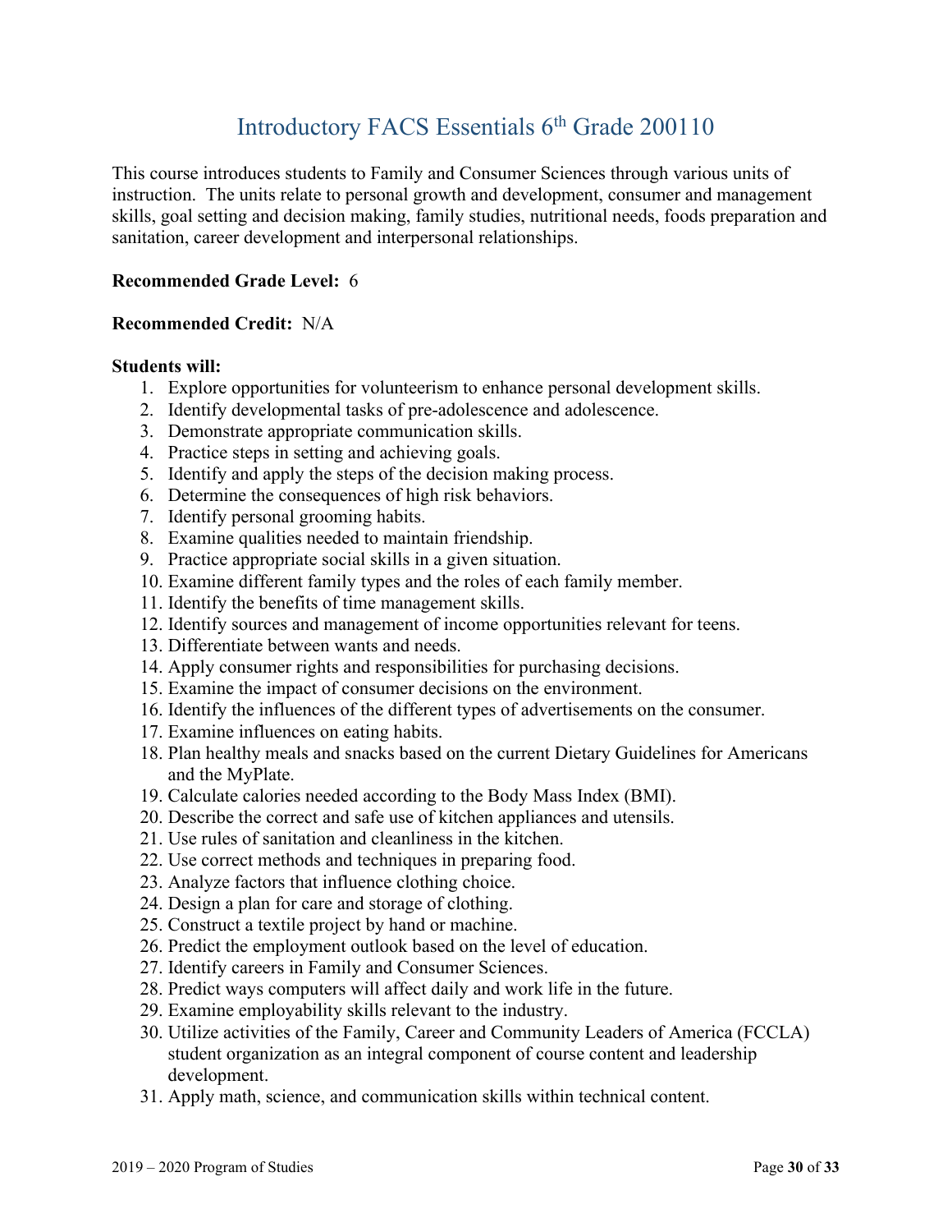# Introductory FACS Essentials 6th Grade 200110

This course introduces students to Family and Consumer Sciences through various units of instruction. The units relate to personal growth and development, consumer and management skills, goal setting and decision making, family studies, nutritional needs, foods preparation and sanitation, career development and interpersonal relationships.

**Recommended Grade Level:** 6

**Recommended Credit:** N/A

**Students will:**

1. Explore opportunities for volunteerism to enhance personal development skills.
2. Identify developmental tasks of pre-adolescence and adolescence.
3. Demonstrate appropriate communication skills.
4. Practice steps in setting and achieving goals.
5. Identify and apply the steps of the decision making process.
6. Determine the consequences of high risk behaviors.
7. Identify personal grooming habits.
8. Examine qualities needed to maintain friendship.
9. Practice appropriate social skills in a given situation.
10. Examine different family types and the roles of each family member.
11. Identify the benefits of time management skills.
12. Identify sources and management of income opportunities relevant for teens.
13. Differentiate between wants and needs.
14. Apply consumer rights and responsibilities for purchasing decisions.
15. Examine the impact of consumer decisions on the environment.
16. Identify the influences of the different types of advertisements on the consumer.
17. Examine influences on eating habits.
18. Plan healthy meals and snacks based on the current Dietary Guidelines for Americans and the MyPlate.
19. Calculate calories needed according to the Body Mass Index (BMI).
20. Describe the correct and safe use of kitchen appliances and utensils.
21. Use rules of sanitation and cleanliness in the kitchen.
22. Use correct methods and techniques in preparing food.
23. Analyze factors that influence clothing choice.
24. Design a plan for care and storage of clothing.
25. Construct a textile project by hand or machine.
26. Predict the employment outlook based on the level of education.
27. Identify careers in Family and Consumer Sciences.
28. Predict ways computers will affect daily and work life in the future.
29. Examine employability skills relevant to the industry.
30. Utilize activities of the Family, Career and Community Leaders of America (FCCLA) student organization as an integral component of course content and leadership development.
31. Apply math, science, and communication skills within technical content.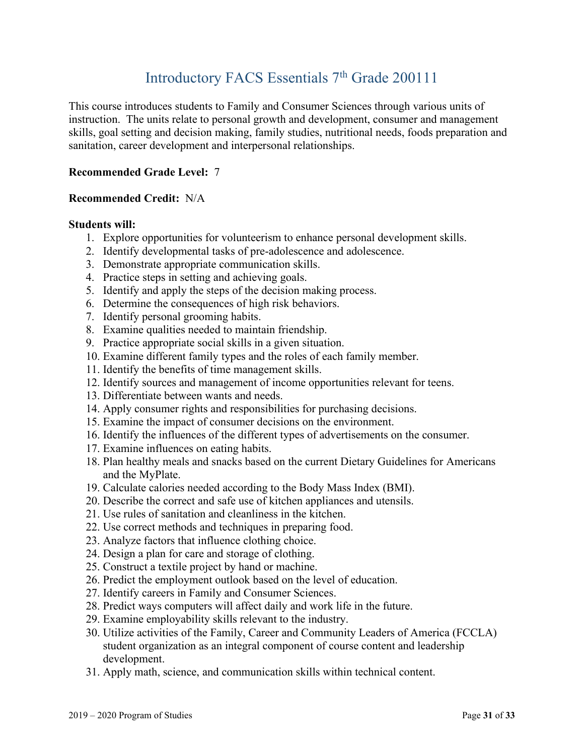# Introductory FACS Essentials 7th Grade 200111

This course introduces students to Family and Consumer Sciences through various units of instruction. The units relate to personal growth and development, consumer and management skills, goal setting and decision making, family studies, nutritional needs, foods preparation and sanitation, career development and interpersonal relationships.

**Recommended Grade Level:** 7

**Recommended Credit:** N/A

**Students will:**

1. Explore opportunities for volunteerism to enhance personal development skills.
2. Identify developmental tasks of pre-adolescence and adolescence.
3. Demonstrate appropriate communication skills.
4. Practice steps in setting and achieving goals.
5. Identify and apply the steps of the decision making process.
6. Determine the consequences of high risk behaviors.
7. Identify personal grooming habits.
8. Examine qualities needed to maintain friendship.
9. Practice appropriate social skills in a given situation.
10. Examine different family types and the roles of each family member.
11. Identify the benefits of time management skills.
12. Identify sources and management of income opportunities relevant for teens.
13. Differentiate between wants and needs.
14. Apply consumer rights and responsibilities for purchasing decisions.
15. Examine the impact of consumer decisions on the environment.
16. Identify the influences of the different types of advertisements on the consumer.
17. Examine influences on eating habits.
18. Plan healthy meals and snacks based on the current Dietary Guidelines for Americans and the MyPlate.
19. Calculate calories needed according to the Body Mass Index (BMI).
20. Describe the correct and safe use of kitchen appliances and utensils.
21. Use rules of sanitation and cleanliness in the kitchen.
22. Use correct methods and techniques in preparing food.
23. Analyze factors that influence clothing choice.
24. Design a plan for care and storage of clothing.
25. Construct a textile project by hand or machine.
26. Predict the employment outlook based on the level of education.
27. Identify careers in Family and Consumer Sciences.
28. Predict ways computers will affect daily and work life in the future.
29. Examine employability skills relevant to the industry.
30. Utilize activities of the Family, Career and Community Leaders of America (FCCLA) student organization as an integral component of course content and leadership development.
31. Apply math, science, and communication skills within technical content.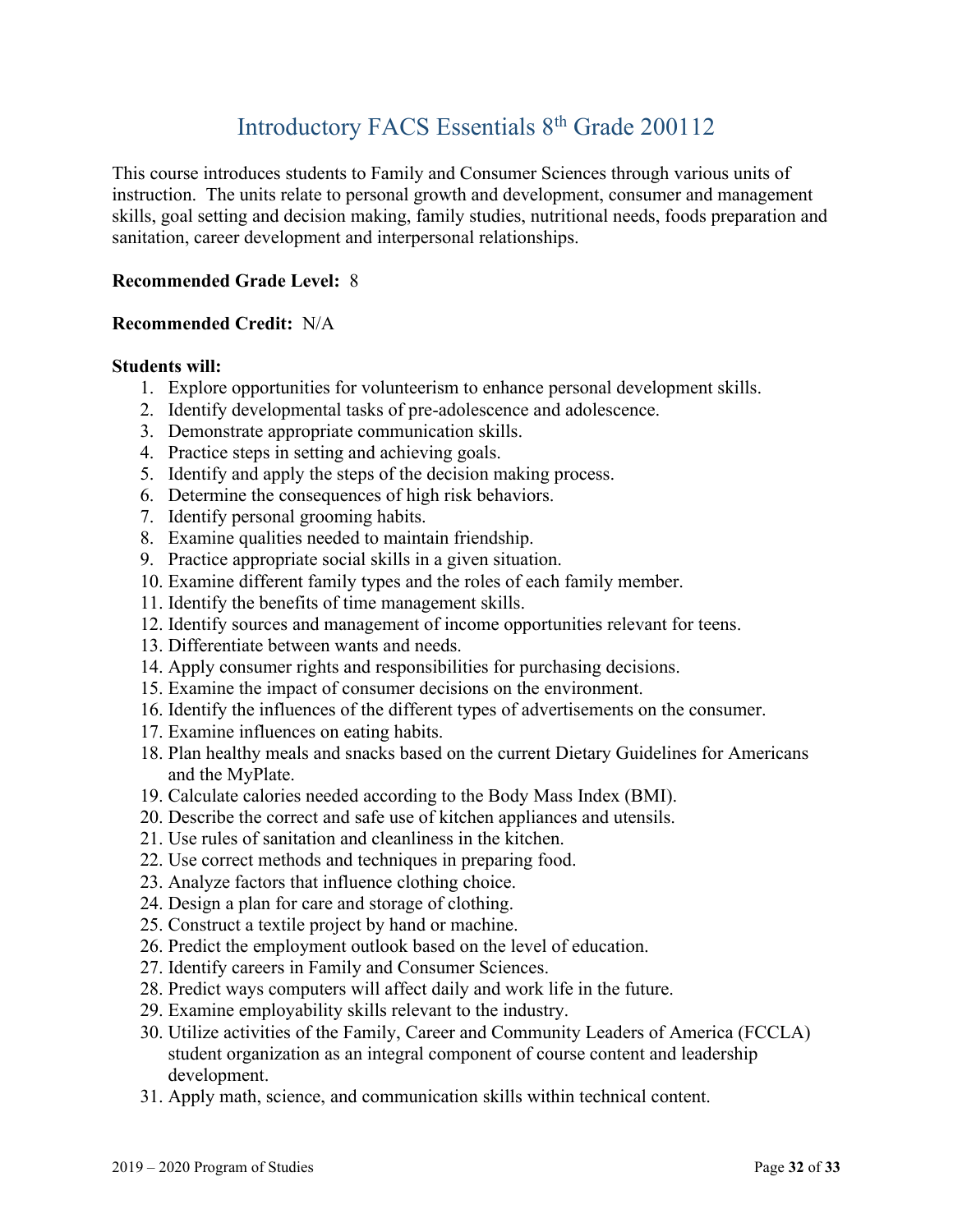# Introductory FACS Essentials 8th Grade 200112

This course introduces students to Family and Consumer Sciences through various units of instruction. The units relate to personal growth and development, consumer and management skills, goal setting and decision making, family studies, nutritional needs, foods preparation and sanitation, career development and interpersonal relationships.

**Recommended Grade Level:** 8

**Recommended Credit:** N/A

**Students will:**

1. Explore opportunities for volunteerism to enhance personal development skills.
2. Identify developmental tasks of pre-adolescence and adolescence.
3. Demonstrate appropriate communication skills.
4. Practice steps in setting and achieving goals.
5. Identify and apply the steps of the decision making process.
6. Determine the consequences of high risk behaviors.
7. Identify personal grooming habits.
8. Examine qualities needed to maintain friendship.
9. Practice appropriate social skills in a given situation.
10. Examine different family types and the roles of each family member.
11. Identify the benefits of time management skills.
12. Identify sources and management of income opportunities relevant for teens.
13. Differentiate between wants and needs.
14. Apply consumer rights and responsibilities for purchasing decisions.
15. Examine the impact of consumer decisions on the environment.
16. Identify the influences of the different types of advertisements on the consumer.
17. Examine influences on eating habits.
18. Plan healthy meals and snacks based on the current Dietary Guidelines for Americans and the MyPlate.
19. Calculate calories needed according to the Body Mass Index (BMI).
20. Describe the correct and safe use of kitchen appliances and utensils.
21. Use rules of sanitation and cleanliness in the kitchen.
22. Use correct methods and techniques in preparing food.
23. Analyze factors that influence clothing choice.
24. Design a plan for care and storage of clothing.
25. Construct a textile project by hand or machine.
26. Predict the employment outlook based on the level of education.
27. Identify careers in Family and Consumer Sciences.
28. Predict ways computers will affect daily and work life in the future.
29. Examine employability skills relevant to the industry.
30. Utilize activities of the Family, Career and Community Leaders of America (FCCLA) student organization as an integral component of course content and leadership development.
31. Apply math, science, and communication skills within technical content.